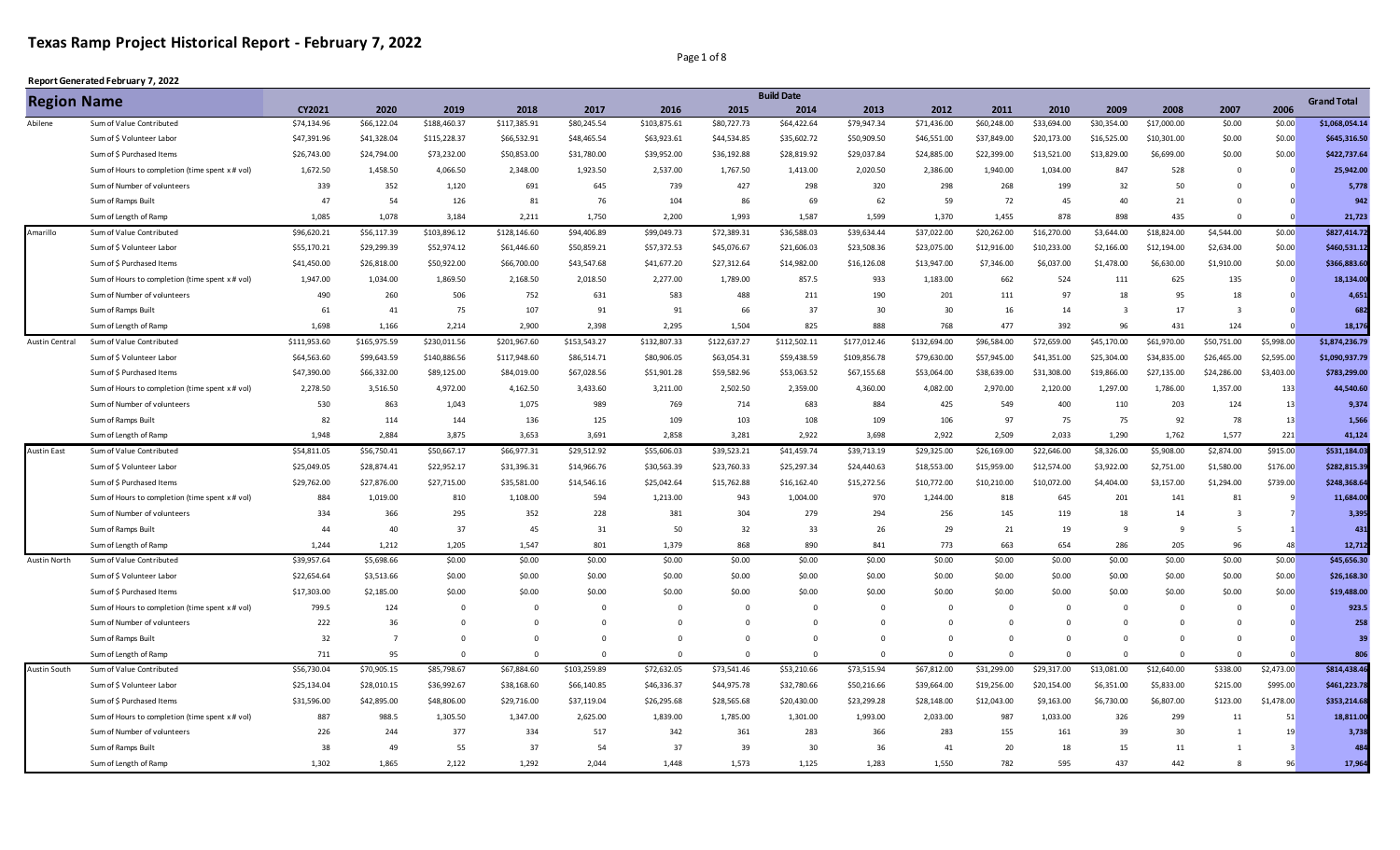# Texas Ramp Project Historical Report - February 7, 2022

**Report Generated February 7, 2022**

| Region Name | | Build Date | | | | | | | | | | | | | | | | Grand Total |
|---|---|---|---|---|---|---|---|---|---|---|---|---|---|---|---|---|---|---|
| | | CY2021 | 2020 | 2019 | 2018 | 2017 | 2016 | 2015 | 2014 | 2013 | 2012 | 2011 | 2010 | 2009 | 2008 | 2007 | 2006 | |
| Abilene | Sum of Value Contributed | $74,134.96 | $66,122.04 | $188,460.37 | $117,385.91 | $80,245.54 | $103,875.61 | $80,727.73 | $64,422.64 | $79,947.34 | $71,436.00 | $60,248.00 | $33,694.00 | $30,354.00 | $17,000.00 | $0.00 | $0.00 | $1,068,054.14 |
| | Sum of $ Volunteer Labor | $47,391.96 | $41,328.04 | $115,228.37 | $66,532.91 | $48,465.54 | $63,923.61 | $44,534.85 | $35,602.72 | $50,909.50 | $46,551.00 | $37,849.00 | $20,173.00 | $16,525.00 | $10,301.00 | $0.00 | $0.00 | $645,316.50 |
| | Sum of $ Purchased Items | $26,743.00 | $24,794.00 | $73,232.00 | $50,853.00 | $31,780.00 | $39,952.00 | $36,192.88 | $28,819.92 | $29,037.84 | $24,885.00 | $22,399.00 | $13,521.00 | $13,829.00 | $6,699.00 | $0.00 | $0.00 | $422,737.64 |
| | Sum of Hours to completion (time spent x # vol) | 1,672.50 | 1,458.50 | 4,066.50 | 2,348.00 | 1,923.50 | 2,537.00 | 1,767.50 | 1,413.00 | 2,020.50 | 2,386.00 | 1,940.00 | 1,034.00 | 847 | 528 | 0 | 0 | 25,942.00 |
| | Sum of Number of volunteers | 339 | 352 | 1,120 | 691 | 645 | 739 | 427 | 298 | 320 | 298 | 268 | 199 | 32 | 50 | 0 | 0 | 5,778 |
| | Sum of Ramps Built | 47 | 54 | 126 | 81 | 76 | 104 | 86 | 69 | 62 | 59 | 72 | 45 | 40 | 21 | 0 | 0 | 942 |
| | Sum of Length of Ramp | 1,085 | 1,078 | 3,184 | 2,211 | 1,750 | 2,200 | 1,993 | 1,587 | 1,599 | 1,370 | 1,455 | 878 | 898 | 435 | 0 | 0 | 21,723 |
| Amarillo | Sum of Value Contributed | $96,620.21 | $56,117.39 | $103,896.12 | $128,146.60 | $94,406.89 | $99,049.73 | $72,389.31 | $36,588.03 | $39,634.44 | $37,022.00 | $20,262.00 | $16,270.00 | $3,644.00 | $18,824.00 | $4,544.00 | $0.00 | $827,414.72 |
| | Sum of $ Volunteer Labor | $55,170.21 | $29,299.39 | $52,974.12 | $61,446.60 | $50,859.21 | $57,372.53 | $45,076.67 | $21,606.03 | $23,508.36 | $23,075.00 | $12,916.00 | $10,233.00 | $2,166.00 | $12,194.00 | $2,634.00 | $0.00 | $460,531.12 |
| | Sum of $ Purchased Items | $41,450.00 | $26,818.00 | $50,922.00 | $66,700.00 | $43,547.68 | $41,677.20 | $27,312.64 | $14,982.00 | $16,126.08 | $13,947.00 | $7,346.00 | $6,037.00 | $1,478.00 | $6,630.00 | $1,910.00 | $0.00 | $366,883.60 |
| | Sum of Hours to completion (time spent x # vol) | 1,947.00 | 1,034.00 | 1,869.50 | 2,168.50 | 2,018.50 | 2,277.00 | 1,789.00 | 857.5 | 933 | 1,183.00 | 662 | 524 | 111 | 625 | 135 | 0 | 18,134.00 |
| | Sum of Number of volunteers | 490 | 260 | 506 | 752 | 631 | 583 | 488 | 211 | 190 | 201 | 111 | 97 | 18 | 95 | 18 | 0 | 4,651 |
| | Sum of Ramps Built | 61 | 41 | 75 | 107 | 91 | 91 | 66 | 37 | 30 | 30 | 16 | 14 | 3 | 17 | 3 | 0 | 682 |
| | Sum of Length of Ramp | 1,698 | 1,166 | 2,214 | 2,900 | 2,398 | 2,295 | 1,504 | 825 | 888 | 768 | 477 | 392 | 96 | 431 | 124 | 0 | 18,176 |
| Austin Central | Sum of Value Contributed | $111,953.60 | $165,975.59 | $230,011.56 | $201,967.60 | $153,543.27 | $132,807.33 | $122,637.27 | $112,502.11 | $177,012.46 | $132,694.00 | $96,584.00 | $72,659.00 | $45,170.00 | $61,970.00 | $50,751.00 | $5,998.00 | $1,874,236.79 |
| | Sum of $ Volunteer Labor | $64,563.60 | $99,643.59 | $140,886.56 | $117,948.60 | $86,514.71 | $80,906.05 | $63,054.31 | $59,438.59 | $109,856.78 | $79,630.00 | $57,945.00 | $41,351.00 | $25,304.00 | $34,835.00 | $26,465.00 | $2,595.00 | $1,090,937.79 |
| | Sum of $ Purchased Items | $47,390.00 | $66,332.00 | $89,125.00 | $84,019.00 | $67,028.56 | $51,901.28 | $59,582.96 | $53,063.52 | $67,155.68 | $53,064.00 | $38,639.00 | $31,308.00 | $19,866.00 | $27,135.00 | $24,286.00 | $3,403.00 | $783,299.00 |
| | Sum of Hours to completion (time spent x # vol) | 2,278.50 | 3,516.50 | 4,972.00 | 4,162.50 | 3,433.60 | 3,211.00 | 2,502.50 | 2,359.00 | 4,360.00 | 4,082.00 | 2,970.00 | 2,120.00 | 1,297.00 | 1,786.00 | 1,357.00 | 133 | 44,540.60 |
| | Sum of Number of volunteers | 530 | 863 | 1,043 | 1,075 | 989 | 769 | 714 | 683 | 884 | 425 | 549 | 400 | 110 | 203 | 124 | 13 | 9,374 |
| | Sum of Ramps Built | 82 | 114 | 144 | 136 | 125 | 109 | 103 | 108 | 109 | 106 | 97 | 75 | 75 | 92 | 78 | 13 | 1,566 |
| | Sum of Length of Ramp | 1,948 | 2,884 | 3,875 | 3,653 | 3,691 | 2,858 | 3,281 | 2,922 | 3,698 | 2,922 | 2,509 | 2,033 | 1,290 | 1,762 | 1,577 | 221 | 41,124 |
| Austin East | Sum of Value Contributed | $54,811.05 | $56,750.41 | $50,667.17 | $66,977.31 | $29,512.92 | $55,606.03 | $39,523.21 | $41,459.74 | $39,713.19 | $29,325.00 | $26,169.00 | $22,646.00 | $8,326.00 | $5,908.00 | $2,874.00 | $915.00 | $531,184.03 |
| | Sum of $ Volunteer Labor | $25,049.05 | $28,874.41 | $22,952.17 | $31,396.31 | $14,966.76 | $30,563.39 | $23,760.33 | $25,297.34 | $24,440.63 | $18,553.00 | $15,959.00 | $12,574.00 | $3,922.00 | $2,751.00 | $1,580.00 | $176.00 | $282,815.39 |
| | Sum of $ Purchased Items | $29,762.00 | $27,876.00 | $27,715.00 | $35,581.00 | $14,546.16 | $25,042.64 | $15,762.88 | $16,162.40 | $15,272.56 | $10,772.00 | $10,210.00 | $10,072.00 | $4,404.00 | $3,157.00 | $1,294.00 | $739.00 | $248,368.64 |
| | Sum of Hours to completion (time spent x # vol) | 884 | 1,019.00 | 810 | 1,108.00 | 594 | 1,213.00 | 943 | 1,004.00 | 970 | 1,244.00 | 818 | 645 | 201 | 141 | 81 | 9 | 11,684.00 |
| | Sum of Number of volunteers | 334 | 366 | 295 | 352 | 228 | 381 | 304 | 279 | 294 | 256 | 145 | 119 | 18 | 14 | 3 | 7 | 3,395 |
| | Sum of Ramps Built | 44 | 40 | 37 | 45 | 31 | 50 | 32 | 33 | 26 | 29 | 21 | 19 | 9 | 9 | 5 | 1 | 431 |
| | Sum of Length of Ramp | 1,244 | 1,212 | 1,205 | 1,547 | 801 | 1,379 | 868 | 890 | 841 | 773 | 663 | 654 | 286 | 205 | 96 | 48 | 12,712 |
| Austin North | Sum of Value Contributed | $39,957.64 | $5,698.66 | $0.00 | $0.00 | $0.00 | $0.00 | $0.00 | $0.00 | $0.00 | $0.00 | $0.00 | $0.00 | $0.00 | $0.00 | $0.00 | $0.00 | $45,656.30 |
| | Sum of $ Volunteer Labor | $22,654.64 | $3,513.66 | $0.00 | $0.00 | $0.00 | $0.00 | $0.00 | $0.00 | $0.00 | $0.00 | $0.00 | $0.00 | $0.00 | $0.00 | $0.00 | $0.00 | $26,168.30 |
| | Sum of $ Purchased Items | $17,303.00 | $2,185.00 | $0.00 | $0.00 | $0.00 | $0.00 | $0.00 | $0.00 | $0.00 | $0.00 | $0.00 | $0.00 | $0.00 | $0.00 | $0.00 | $0.00 | $19,488.00 |
| | Sum of Hours to completion (time spent x # vol) | 799.5 | 124 | 0 | 0 | 0 | 0 | 0 | 0 | 0 | 0 | 0 | 0 | 0 | 0 | 0 | 0 | 923.5 |
| | Sum of Number of volunteers | 222 | 36 | 0 | 0 | 0 | 0 | 0 | 0 | 0 | 0 | 0 | 0 | 0 | 0 | 0 | 0 | 258 |
| | Sum of Ramps Built | 32 | 7 | 0 | 0 | 0 | 0 | 0 | 0 | 0 | 0 | 0 | 0 | 0 | 0 | 0 | 0 | 39 |
| | Sum of Length of Ramp | 711 | 95 | 0 | 0 | 0 | 0 | 0 | 0 | 0 | 0 | 0 | 0 | 0 | 0 | 0 | 0 | 806 |
| Austin South | Sum of Value Contributed | $56,730.04 | $70,905.15 | $85,798.67 | $67,884.60 | $103,259.89 | $72,632.05 | $73,541.46 | $53,210.66 | $73,515.94 | $67,812.00 | $31,299.00 | $29,317.00 | $13,081.00 | $12,640.00 | $338.00 | $2,473.00 | $814,438.46 |
| | Sum of $ Volunteer Labor | $25,134.04 | $28,010.15 | $36,992.67 | $38,168.60 | $66,140.85 | $46,336.37 | $44,975.78 | $32,780.66 | $50,216.66 | $39,664.00 | $19,256.00 | $20,154.00 | $6,351.00 | $5,833.00 | $215.00 | $995.00 | $461,223.78 |
| | Sum of $ Purchased Items | $31,596.00 | $42,895.00 | $48,806.00 | $29,716.00 | $37,119.04 | $26,295.68 | $28,565.68 | $20,430.00 | $23,299.28 | $28,148.00 | $12,043.00 | $9,163.00 | $6,730.00 | $6,807.00 | $123.00 | $1,478.00 | $353,214.68 |
| | Sum of Hours to completion (time spent x # vol) | 887 | 988.5 | 1,305.50 | 1,347.00 | 2,625.00 | 1,839.00 | 1,785.00 | 1,301.00 | 1,993.00 | 2,033.00 | 987 | 1,033.00 | 326 | 299 | 11 | 51 | 18,811.00 |
| | Sum of Number of volunteers | 226 | 244 | 377 | 334 | 517 | 342 | 361 | 283 | 366 | 283 | 155 | 161 | 39 | 30 | 1 | 19 | 3,738 |
| | Sum of Ramps Built | 38 | 49 | 55 | 37 | 54 | 37 | 39 | 30 | 36 | 41 | 20 | 18 | 15 | 11 | 1 | 3 | 484 |
| | Sum of Length of Ramp | 1,302 | 1,865 | 2,122 | 1,292 | 2,044 | 1,448 | 1,573 | 1,125 | 1,283 | 1,550 | 782 | 595 | 437 | 442 | 8 | 96 | 17,964 |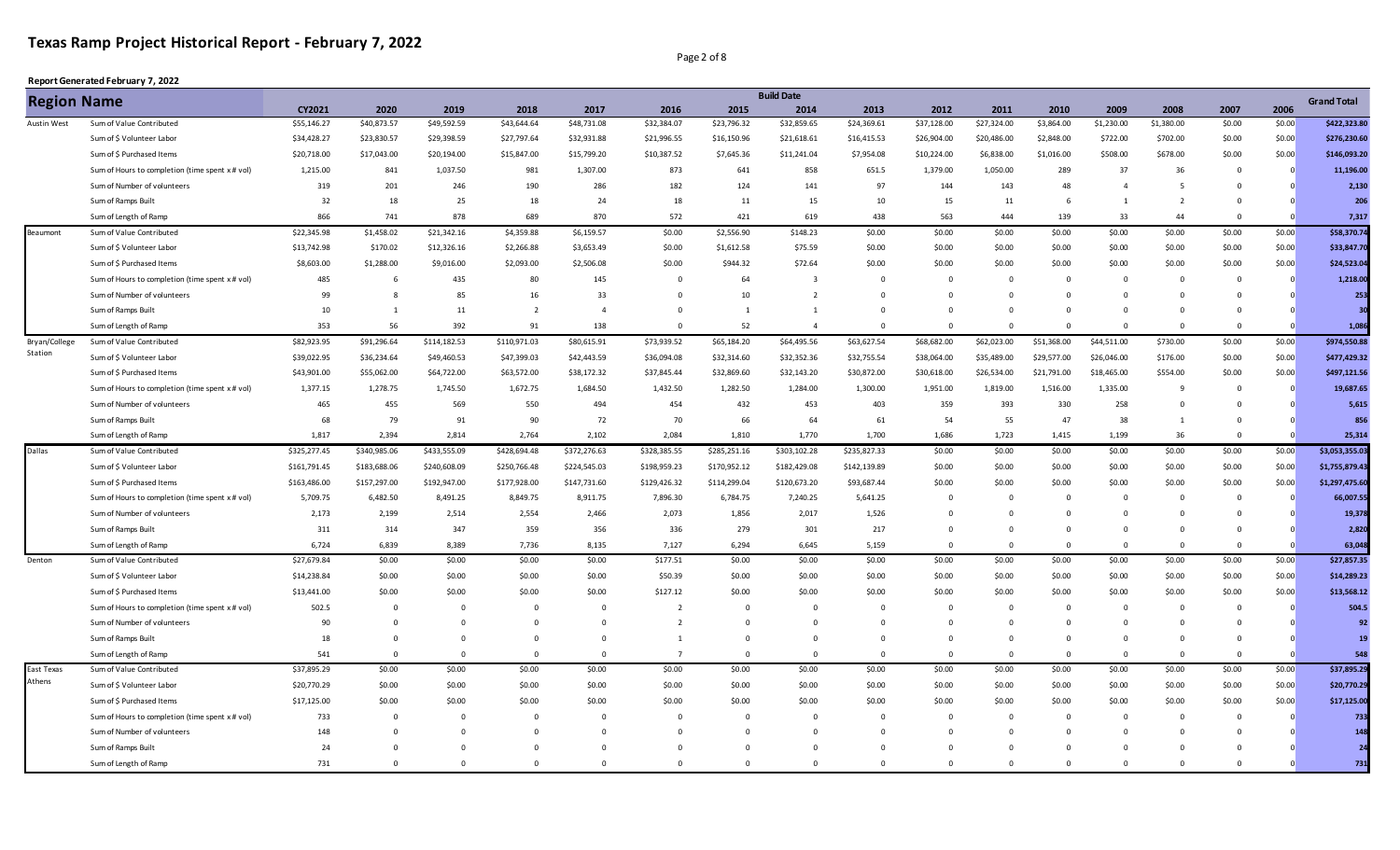# Texas Ramp Project Historical Report - February 7, 2022

**Report Generated February 7, 2022**

| Region Name | | Build Date | | | | | | | | | | | | | | | | Grand Total |
|---|---|---|---|---|---|---|---|---|---|---|---|---|---|---|---|---|---|---|
| | | CY2021 | 2020 | 2019 | 2018 | 2017 | 2016 | 2015 | 2014 | 2013 | 2012 | 2011 | 2010 | 2009 | 2008 | 2007 | 2006 | |
| Austin West | Sum of Value Contributed | $55,146.27 | $40,873.57 | $49,592.59 | $43,644.64 | $48,731.08 | $32,384.07 | $23,796.32 | $32,859.65 | $24,369.61 | $37,128.00 | $27,324.00 | $3,864.00 | $1,230.00 | $1,380.00 | $0.00 | $0.00 | $422,323.80 |
| | Sum of $ Volunteer Labor | $34,428.27 | $23,830.57 | $29,398.59 | $27,797.64 | $32,931.88 | $21,996.55 | $16,150.96 | $21,618.61 | $16,415.53 | $26,904.00 | $20,486.00 | $2,848.00 | $722.00 | $702.00 | $0.00 | $0.00 | $276,230.60 |
| | Sum of $ Purchased Items | $20,718.00 | $17,043.00 | $20,194.00 | $15,847.00 | $15,799.20 | $10,387.52 | $7,645.36 | $11,241.04 | $7,954.08 | $10,224.00 | $6,838.00 | $1,016.00 | $508.00 | $678.00 | $0.00 | $0.00 | $146,093.20 |
| | Sum of Hours to completion (time spent x # vol) | 1,215.00 | 841 | 1,037.50 | 981 | 1,307.00 | 873 | 641 | 858 | 651.5 | 1,379.00 | 1,050.00 | 289 | 37 | 36 | 0 | 0 | 11,196.00 |
| | Sum of Number of volunteers | 319 | 201 | 246 | 190 | 286 | 182 | 124 | 141 | 97 | 144 | 143 | 48 | 4 | 5 | 0 | 0 | 2,130 |
| | Sum of Ramps Built | 32 | 18 | 25 | 18 | 24 | 18 | 11 | 15 | 10 | 15 | 11 | 6 | 1 | 2 | 0 | 0 | 206 |
| | Sum of Length of Ramp | 866 | 741 | 878 | 689 | 870 | 572 | 421 | 619 | 438 | 563 | 444 | 139 | 33 | 44 | 0 | 0 | 7,317 |
| Beaumont | Sum of Value Contributed | $22,345.98 | $1,458.02 | $21,342.16 | $4,359.88 | $6,159.57 | $0.00 | $2,556.90 | $148.23 | $0.00 | $0.00 | $0.00 | $0.00 | $0.00 | $0.00 | $0.00 | $0.00 | $58,370.74 |
| | Sum of $ Volunteer Labor | $13,742.98 | $170.02 | $12,326.16 | $2,266.88 | $3,653.49 | $0.00 | $1,612.58 | $75.59 | $0.00 | $0.00 | $0.00 | $0.00 | $0.00 | $0.00 | $0.00 | $0.00 | $33,847.70 |
| | Sum of $ Purchased Items | $8,603.00 | $1,288.00 | $9,016.00 | $2,093.00 | $2,506.08 | $0.00 | $944.32 | $72.64 | $0.00 | $0.00 | $0.00 | $0.00 | $0.00 | $0.00 | $0.00 | $0.00 | $24,523.04 |
| | Sum of Hours to completion (time spent x # vol) | 485 | 6 | 435 | 80 | 145 | 0 | 64 | 3 | 0 | 0 | 0 | 0 | 0 | 0 | 0 | 0 | 1,218.00 |
| | Sum of Number of volunteers | 99 | 8 | 85 | 16 | 33 | 0 | 10 | 2 | 0 | 0 | 0 | 0 | 0 | 0 | 0 | 0 | 253 |
| | Sum of Ramps Built | 10 | 1 | 11 | 2 | 4 | 0 | 1 | 1 | 0 | 0 | 0 | 0 | 0 | 0 | 0 | 0 | 30 |
| | Sum of Length of Ramp | 353 | 56 | 392 | 91 | 138 | 0 | 52 | 4 | 0 | 0 | 0 | 0 | 0 | 0 | 0 | 0 | 1,086 |
| Bryan/College Station | Sum of Value Contributed | $82,923.95 | $91,296.64 | $114,182.53 | $110,971.03 | $80,615.91 | $73,939.52 | $65,184.20 | $64,495.56 | $63,627.54 | $68,682.00 | $62,023.00 | $51,368.00 | $44,511.00 | $730.00 | $0.00 | $0.00 | $974,550.88 |
| | Sum of $ Volunteer Labor | $39,022.95 | $36,234.64 | $49,460.53 | $47,399.03 | $42,443.59 | $36,094.08 | $32,314.60 | $32,352.36 | $32,755.54 | $38,064.00 | $35,489.00 | $29,577.00 | $26,046.00 | $176.00 | $0.00 | $0.00 | $477,429.32 |
| | Sum of $ Purchased Items | $43,901.00 | $55,062.00 | $64,722.00 | $63,572.00 | $38,172.32 | $37,845.44 | $32,869.60 | $32,143.20 | $30,872.00 | $30,618.00 | $26,534.00 | $21,791.00 | $18,465.00 | $554.00 | $0.00 | $0.00 | $497,121.56 |
| | Sum of Hours to completion (time spent x # vol) | 1,377.15 | 1,278.75 | 1,745.50 | 1,672.75 | 1,684.50 | 1,432.50 | 1,282.50 | 1,284.00 | 1,300.00 | 1,951.00 | 1,819.00 | 1,516.00 | 1,335.00 | 9 | 0 | 0 | 19,687.65 |
| | Sum of Number of volunteers | 465 | 455 | 569 | 550 | 494 | 454 | 432 | 453 | 403 | 359 | 393 | 330 | 258 | 0 | 0 | 0 | 5,615 |
| | Sum of Ramps Built | 68 | 79 | 91 | 90 | 72 | 70 | 66 | 64 | 61 | 54 | 55 | 47 | 38 | 1 | 0 | 0 | 856 |
| | Sum of Length of Ramp | 1,817 | 2,394 | 2,814 | 2,764 | 2,102 | 2,084 | 1,810 | 1,770 | 1,700 | 1,686 | 1,723 | 1,415 | 1,199 | 36 | 0 | 0 | 25,314 |
| Dallas | Sum of Value Contributed | $325,277.45 | $340,985.06 | $433,555.09 | $428,694.48 | $372,276.63 | $328,385.55 | $285,251.16 | $303,102.28 | $235,827.33 | $0.00 | $0.00 | $0.00 | $0.00 | $0.00 | $0.00 | $0.00 | $3,053,355.03 |
| | Sum of $ Volunteer Labor | $161,791.45 | $183,688.06 | $240,608.09 | $250,766.48 | $224,545.03 | $198,959.23 | $170,952.12 | $182,429.08 | $142,139.89 | $0.00 | $0.00 | $0.00 | $0.00 | $0.00 | $0.00 | $0.00 | $1,755,879.43 |
| | Sum of $ Purchased Items | $163,486.00 | $157,297.00 | $192,947.00 | $177,928.00 | $147,731.60 | $129,426.32 | $114,299.04 | $120,673.20 | $93,687.44 | $0.00 | $0.00 | $0.00 | $0.00 | $0.00 | $0.00 | $0.00 | $1,297,475.60 |
| | Sum of Hours to completion (time spent x # vol) | 5,709.75 | 6,482.50 | 8,491.25 | 8,849.75 | 8,911.75 | 7,896.30 | 6,784.75 | 7,240.25 | 5,641.25 | 0 | 0 | 0 | 0 | 0 | 0 | 0 | 66,007.55 |
| | Sum of Number of volunteers | 2,173 | 2,199 | 2,514 | 2,554 | 2,466 | 2,073 | 1,856 | 2,017 | 1,526 | 0 | 0 | 0 | 0 | 0 | 0 | 0 | 19,378 |
| | Sum of Ramps Built | 311 | 314 | 347 | 359 | 356 | 336 | 279 | 301 | 217 | 0 | 0 | 0 | 0 | 0 | 0 | 0 | 2,820 |
| | Sum of Length of Ramp | 6,724 | 6,839 | 8,389 | 7,736 | 8,135 | 7,127 | 6,294 | 6,645 | 5,159 | 0 | 0 | 0 | 0 | 0 | 0 | 0 | 63,048 |
| Denton | Sum of Value Contributed | $27,679.84 | $0.00 | $0.00 | $0.00 | $0.00 | $177.51 | $0.00 | $0.00 | $0.00 | $0.00 | $0.00 | $0.00 | $0.00 | $0.00 | $0.00 | $0.00 | $27,857.35 |
| | Sum of $ Volunteer Labor | $14,238.84 | $0.00 | $0.00 | $0.00 | $0.00 | $50.39 | $0.00 | $0.00 | $0.00 | $0.00 | $0.00 | $0.00 | $0.00 | $0.00 | $0.00 | $0.00 | $14,289.23 |
| | Sum of $ Purchased Items | $13,441.00 | $0.00 | $0.00 | $0.00 | $0.00 | $127.12 | $0.00 | $0.00 | $0.00 | $0.00 | $0.00 | $0.00 | $0.00 | $0.00 | $0.00 | $0.00 | $13,568.12 |
| | Sum of Hours to completion (time spent x # vol) | 502.5 | 0 | 0 | 0 | 0 | 2 | 0 | 0 | 0 | 0 | 0 | 0 | 0 | 0 | 0 | 0 | 504.5 |
| | Sum of Number of volunteers | 90 | 0 | 0 | 0 | 0 | 2 | 0 | 0 | 0 | 0 | 0 | 0 | 0 | 0 | 0 | 0 | 92 |
| | Sum of Ramps Built | 18 | 0 | 0 | 0 | 0 | 1 | 0 | 0 | 0 | 0 | 0 | 0 | 0 | 0 | 0 | 0 | 19 |
| | Sum of Length of Ramp | 541 | 0 | 0 | 0 | 0 | 7 | 0 | 0 | 0 | 0 | 0 | 0 | 0 | 0 | 0 | 0 | 548 |
| East Texas Athens | Sum of Value Contributed | $37,895.29 | $0.00 | $0.00 | $0.00 | $0.00 | $0.00 | $0.00 | $0.00 | $0.00 | $0.00 | $0.00 | $0.00 | $0.00 | $0.00 | $0.00 | $0.00 | $37,895.29 |
| | Sum of $ Volunteer Labor | $20,770.29 | $0.00 | $0.00 | $0.00 | $0.00 | $0.00 | $0.00 | $0.00 | $0.00 | $0.00 | $0.00 | $0.00 | $0.00 | $0.00 | $0.00 | $0.00 | $20,770.29 |
| | Sum of $ Purchased Items | $17,125.00 | $0.00 | $0.00 | $0.00 | $0.00 | $0.00 | $0.00 | $0.00 | $0.00 | $0.00 | $0.00 | $0.00 | $0.00 | $0.00 | $0.00 | $0.00 | $17,125.00 |
| | Sum of Hours to completion (time spent x # vol) | 733 | 0 | 0 | 0 | 0 | 0 | 0 | 0 | 0 | 0 | 0 | 0 | 0 | 0 | 0 | 0 | 733 |
| | Sum of Number of volunteers | 148 | 0 | 0 | 0 | 0 | 0 | 0 | 0 | 0 | 0 | 0 | 0 | 0 | 0 | 0 | 0 | 148 |
| | Sum of Ramps Built | 24 | 0 | 0 | 0 | 0 | 0 | 0 | 0 | 0 | 0 | 0 | 0 | 0 | 0 | 0 | 0 | 24 |
| | Sum of Length of Ramp | 731 | 0 | 0 | 0 | 0 | 0 | 0 | 0 | 0 | 0 | 0 | 0 | 0 | 0 | 0 | 0 | 731 |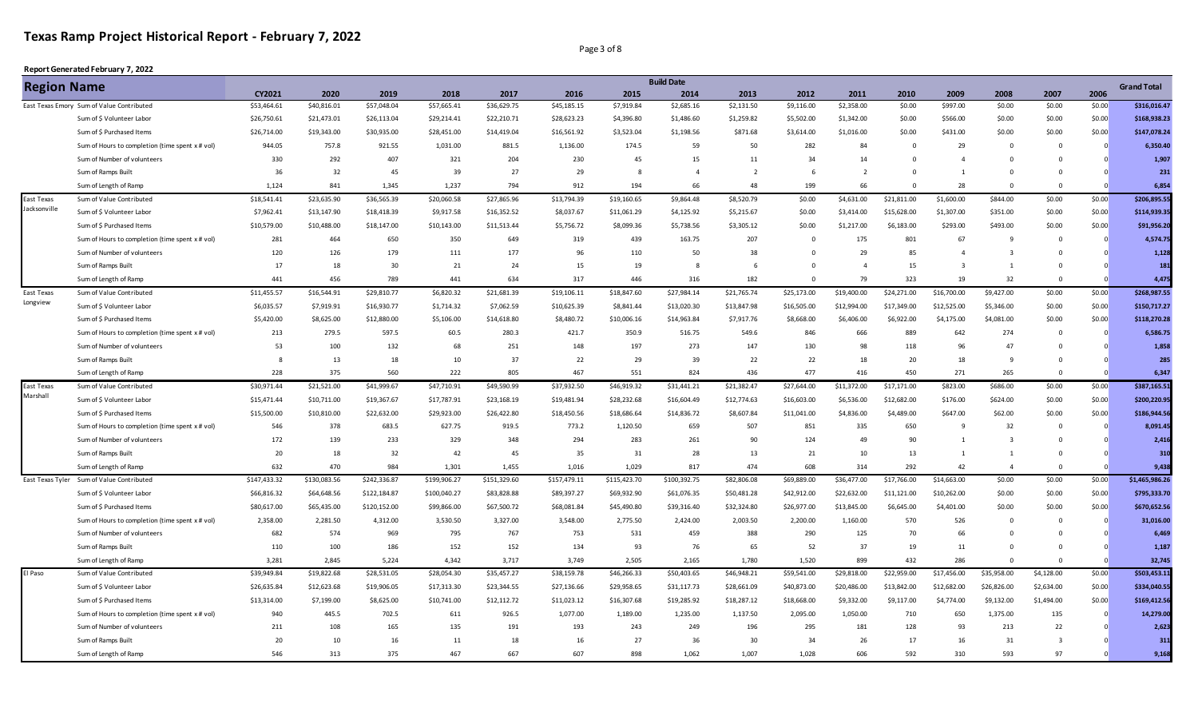# Texas Ramp Project Historical Report - February 7, 2022

**Report Generated February 7, 2022**

| Region Name | | Build Date | | | | | | | | | | | | | | | | Grand Total |
|---|---|---|---|---|---|---|---|---|---|---|---|---|---|---|---|---|---|---|
| | | CY2021 | 2020 | 2019 | 2018 | 2017 | 2016 | 2015 | 2014 | 2013 | 2012 | 2011 | 2010 | 2009 | 2008 | 2007 | 2006 | |
| East Texas Emory | Sum of Value Contributed | $53,464.61 | $40,816.01 | $57,048.04 | $57,665.41 | $36,629.75 | $45,185.15 | $7,919.84 | $2,685.16 | $2,131.50 | $9,116.00 | $2,358.00 | $0.00 | $997.00 | $0.00 | $0.00 | $0.00 | $316,016.47 |
| | Sum of $ Volunteer Labor | $26,750.61 | $21,473.01 | $26,113.04 | $29,214.41 | $22,210.71 | $28,623.23 | $4,396.80 | $1,486.60 | $1,259.82 | $5,502.00 | $1,342.00 | $0.00 | $566.00 | $0.00 | $0.00 | $0.00 | $168,938.23 |
| | Sum of $ Purchased Items | $26,714.00 | $19,343.00 | $30,935.00 | $28,451.00 | $14,419.04 | $16,561.92 | $3,523.04 | $1,198.56 | $871.68 | $3,614.00 | $1,016.00 | $0.00 | $431.00 | $0.00 | $0.00 | $0.00 | $147,078.24 |
| | Sum of Hours to completion (time spent x # vol) | 944.05 | 757.8 | 921.55 | 1,031.00 | 881.5 | 1,136.00 | 174.5 | 59 | 50 | 282 | 84 | 0 | 29 | 0 | 0 | 0 | 6,350.40 |
| | Sum of Number of volunteers | 330 | 292 | 407 | 321 | 204 | 230 | 45 | 15 | 11 | 34 | 14 | 0 | 4 | 0 | 0 | 0 | 1,907 |
| | Sum of Ramps Built | 36 | 32 | 45 | 39 | 27 | 29 | 8 | 4 | 2 | 6 | 2 | 0 | 1 | 0 | 0 | 0 | 231 |
| | Sum of Length of Ramp | 1,124 | 841 | 1,345 | 1,237 | 794 | 912 | 194 | 66 | 48 | 199 | 66 | 0 | 28 | 0 | 0 | 0 | 6,854 |
| East Texas Jacksonville | Sum of Value Contributed | $18,541.41 | $23,635.90 | $36,565.39 | $20,060.58 | $27,865.96 | $13,794.39 | $19,160.65 | $9,864.48 | $8,520.79 | $0.00 | $4,631.00 | $21,811.00 | $1,600.00 | $844.00 | $0.00 | $0.00 | $206,895.55 |
| | Sum of $ Volunteer Labor | $7,962.41 | $13,147.90 | $18,418.39 | $9,917.58 | $16,352.52 | $8,037.67 | $11,061.29 | $4,125.92 | $5,215.67 | $0.00 | $3,414.00 | $15,628.00 | $1,307.00 | $351.00 | $0.00 | $0.00 | $114,939.35 |
| | Sum of $ Purchased Items | $10,579.00 | $10,488.00 | $18,147.00 | $10,143.00 | $11,513.44 | $5,756.72 | $8,099.36 | $5,738.56 | $3,305.12 | $0.00 | $1,217.00 | $6,183.00 | $293.00 | $493.00 | $0.00 | $0.00 | $91,956.20 |
| | Sum of Hours to completion (time spent x # vol) | 281 | 464 | 650 | 350 | 649 | 319 | 439 | 163.75 | 207 | 0 | 175 | 801 | 67 | 9 | 0 | 0 | 4,574.75 |
| | Sum of Number of volunteers | 120 | 126 | 179 | 111 | 177 | 96 | 110 | 50 | 38 | 0 | 29 | 85 | 4 | 3 | 0 | 0 | 1,128 |
| | Sum of Ramps Built | 17 | 18 | 30 | 21 | 24 | 15 | 19 | 8 | 6 | 0 | 4 | 15 | 3 | 1 | 0 | 0 | 181 |
| | Sum of Length of Ramp | 441 | 456 | 789 | 441 | 634 | 317 | 446 | 316 | 182 | 0 | 79 | 323 | 19 | 32 | 0 | 0 | 4,475 |
| East Texas Longview | Sum of Value Contributed | $11,455.57 | $16,544.91 | $29,810.77 | $6,820.32 | $21,681.39 | $19,106.11 | $18,847.60 | $27,984.14 | $21,765.74 | $25,173.00 | $19,400.00 | $24,271.00 | $16,700.00 | $9,427.00 | $0.00 | $0.00 | $268,987.55 |
| | Sum of $ Volunteer Labor | $6,035.57 | $7,919.91 | $16,930.77 | $1,714.32 | $7,062.59 | $10,625.39 | $8,841.44 | $13,020.30 | $13,847.98 | $16,505.00 | $12,994.00 | $17,349.00 | $12,525.00 | $5,346.00 | $0.00 | $0.00 | $150,717.27 |
| | Sum of $ Purchased Items | $5,420.00 | $8,625.00 | $12,880.00 | $5,106.00 | $14,618.80 | $8,480.72 | $10,006.16 | $14,963.84 | $7,917.76 | $8,668.00 | $6,406.00 | $6,922.00 | $4,175.00 | $4,081.00 | $0.00 | $0.00 | $118,270.28 |
| | Sum of Hours to completion (time spent x # vol) | 213 | 279.5 | 597.5 | 60.5 | 280.3 | 421.7 | 350.9 | 516.75 | 549.6 | 846 | 666 | 889 | 642 | 274 | 0 | 0 | 6,586.75 |
| | Sum of Number of volunteers | 53 | 100 | 132 | 68 | 251 | 148 | 197 | 273 | 147 | 130 | 98 | 118 | 96 | 47 | 0 | 0 | 1,858 |
| | Sum of Ramps Built | 8 | 13 | 18 | 10 | 37 | 22 | 29 | 39 | 22 | 22 | 18 | 20 | 18 | 9 | 0 | 0 | 285 |
| | Sum of Length of Ramp | 228 | 375 | 560 | 222 | 805 | 467 | 551 | 824 | 436 | 477 | 416 | 450 | 271 | 265 | 0 | 0 | 6,347 |
| East Texas Marshall | Sum of Value Contributed | $30,971.44 | $21,521.00 | $41,999.67 | $47,710.91 | $49,590.99 | $37,932.50 | $46,919.32 | $31,441.21 | $21,382.47 | $27,644.00 | $11,372.00 | $17,171.00 | $823.00 | $686.00 | $0.00 | $0.00 | $387,165.51 |
| | Sum of $ Volunteer Labor | $15,471.44 | $10,711.00 | $19,367.67 | $17,787.91 | $23,168.19 | $19,481.94 | $28,232.68 | $16,604.49 | $12,774.63 | $16,603.00 | $6,536.00 | $12,682.00 | $176.00 | $624.00 | $0.00 | $0.00 | $200,220.95 |
| | Sum of $ Purchased Items | $15,500.00 | $10,810.00 | $22,632.00 | $29,923.00 | $26,422.80 | $18,450.56 | $18,686.64 | $14,836.72 | $8,607.84 | $11,041.00 | $4,836.00 | $4,489.00 | $647.00 | $62.00 | $0.00 | $0.00 | $186,944.56 |
| | Sum of Hours to completion (time spent x # vol) | 546 | 378 | 683.5 | 627.75 | 919.5 | 773.2 | 1,120.50 | 659 | 507 | 851 | 335 | 650 | 9 | 32 | 0 | 0 | 8,091.45 |
| | Sum of Number of volunteers | 172 | 139 | 233 | 329 | 348 | 294 | 283 | 261 | 90 | 124 | 49 | 90 | 1 | 3 | 0 | 0 | 2,416 |
| | Sum of Ramps Built | 20 | 18 | 32 | 42 | 45 | 35 | 31 | 28 | 13 | 21 | 10 | 13 | 1 | 1 | 0 | 0 | 310 |
| | Sum of Length of Ramp | 632 | 470 | 984 | 1,301 | 1,455 | 1,016 | 1,029 | 817 | 474 | 608 | 314 | 292 | 42 | 4 | 0 | 0 | 9,438 |
| East Texas Tyler | Sum of Value Contributed | $147,433.32 | $130,083.56 | $242,336.87 | $199,906.27 | $151,329.60 | $157,479.11 | $115,423.70 | $100,392.75 | $82,806.08 | $69,889.00 | $36,477.00 | $17,766.00 | $14,663.00 | $0.00 | $0.00 | $0.00 | $1,465,986.26 |
| | Sum of $ Volunteer Labor | $66,816.32 | $64,648.56 | $122,184.87 | $100,040.27 | $83,828.88 | $89,397.27 | $69,932.90 | $61,076.35 | $50,481.28 | $42,912.00 | $22,632.00 | $11,121.00 | $10,262.00 | $0.00 | $0.00 | $0.00 | $795,333.70 |
| | Sum of $ Purchased Items | $80,617.00 | $65,435.00 | $120,152.00 | $99,866.00 | $67,500.72 | $68,081.84 | $45,490.80 | $39,316.40 | $32,324.80 | $26,977.00 | $13,845.00 | $6,645.00 | $4,401.00 | $0.00 | $0.00 | $0.00 | $670,652.56 |
| | Sum of Hours to completion (time spent x # vol) | 2,358.00 | 2,281.50 | 4,312.00 | 3,530.50 | 3,327.00 | 3,548.00 | 2,775.50 | 2,424.00 | 2,003.50 | 2,200.00 | 1,160.00 | 570 | 526 | 0 | 0 | 0 | 31,016.00 |
| | Sum of Number of volunteers | 682 | 574 | 969 | 795 | 767 | 753 | 531 | 459 | 388 | 290 | 125 | 70 | 66 | 0 | 0 | 0 | 6,469 |
| | Sum of Ramps Built | 110 | 100 | 186 | 152 | 152 | 134 | 93 | 76 | 65 | 52 | 37 | 19 | 11 | 0 | 0 | 0 | 1,187 |
| | Sum of Length of Ramp | 3,281 | 2,845 | 5,224 | 4,342 | 3,717 | 3,749 | 2,505 | 2,165 | 1,780 | 1,520 | 899 | 432 | 286 | 0 | 0 | 0 | 32,745 |
| El Paso | Sum of Value Contributed | $39,949.84 | $19,822.68 | $28,531.05 | $28,054.30 | $35,457.27 | $38,159.78 | $46,266.33 | $50,403.65 | $46,948.21 | $59,541.00 | $29,818.00 | $22,959.00 | $17,456.00 | $35,958.00 | $4,128.00 | $0.00 | $503,453.11 |
| | Sum of $ Volunteer Labor | $26,635.84 | $12,623.68 | $19,906.05 | $17,313.30 | $23,344.55 | $27,136.66 | $29,958.65 | $31,117.73 | $28,661.09 | $40,873.00 | $20,486.00 | $13,842.00 | $12,682.00 | $26,826.00 | $2,634.00 | $0.00 | $334,040.55 |
| | Sum of $ Purchased Items | $13,314.00 | $7,199.00 | $8,625.00 | $10,741.00 | $12,112.72 | $11,023.12 | $16,307.68 | $19,285.92 | $18,287.12 | $18,668.00 | $9,332.00 | $9,117.00 | $4,774.00 | $9,132.00 | $1,494.00 | $0.00 | $169,412.56 |
| | Sum of Hours to completion (time spent x # vol) | 940 | 445.5 | 702.5 | 611 | 926.5 | 1,077.00 | 1,189.00 | 1,235.00 | 1,137.50 | 2,095.00 | 1,050.00 | 710 | 650 | 1,375.00 | 135 | 0 | 14,279.00 |
| | Sum of Number of volunteers | 211 | 108 | 165 | 135 | 191 | 193 | 243 | 249 | 196 | 295 | 181 | 128 | 93 | 213 | 22 | 0 | 2,623 |
| | Sum of Ramps Built | 20 | 10 | 16 | 11 | 18 | 16 | 27 | 36 | 30 | 34 | 26 | 17 | 16 | 31 | 3 | 0 | 311 |
| | Sum of Length of Ramp | 546 | 313 | 375 | 467 | 667 | 607 | 898 | 1,062 | 1,007 | 1,028 | 606 | 592 | 310 | 593 | 97 | 0 | 9,168 |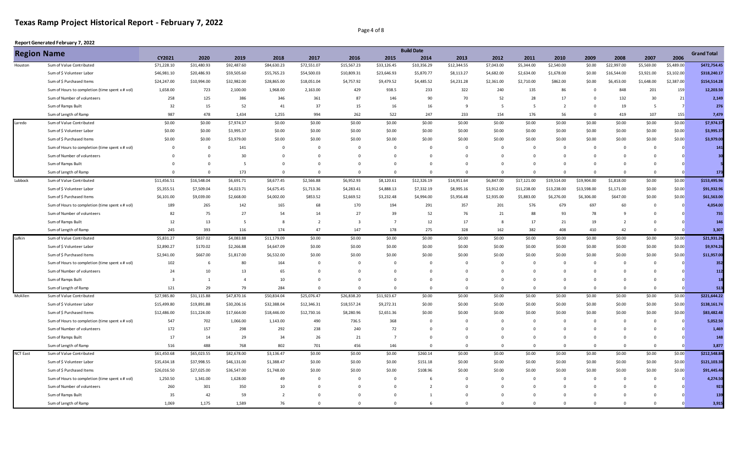# Texas Ramp Project Historical Report - February 7, 2022

**Report Generated February 7, 2022**

| Region Name | | Build Date | | | | | | | | | | | | | | | | Grand Total |
|---|---|---|---|---|---|---|---|---|---|---|---|---|---|---|---|---|---|---|
| | | CY2021 | 2020 | 2019 | 2018 | 2017 | 2016 | 2015 | 2014 | 2013 | 2012 | 2011 | 2010 | 2009 | 2008 | 2007 | 2006 | |
| Houston | Sum of Value Contributed | $71,228.10 | $31,480.93 | $92,487.60 | $84,630.23 | $72,551.07 | $15,567.23 | $33,126.45 | $10,356.29 | $12,344.55 | $7,043.00 | $5,344.00 | $2,540.00 | $0.00 | $22,997.00 | $5,569.00 | $5,489.00 | $472,754.45 |
| | Sum of $ Volunteer Labor | $46,981.10 | $20,486.93 | $59,505.60 | $55,765.23 | $54,500.03 | $10,809.31 | $23,646.93 | $5,870.77 | $8,113.27 | $4,682.00 | $2,634.00 | $1,678.00 | $0.00 | $16,544.00 | $3,921.00 | $3,102.00 | $318,240.17 |
| | Sum of $ Purchased Items | $24,247.00 | $10,994.00 | $32,982.00 | $28,865.00 | $18,051.04 | $4,757.92 | $9,479.52 | $4,485.52 | $4,231.28 | $2,361.00 | $2,710.00 | $862.00 | $0.00 | $6,453.00 | $1,648.00 | $2,387.00 | $154,514.28 |
| | Sum of Hours to completion (time spent x # vol) | 1,658.00 | 723 | 2,100.00 | 1,968.00 | 2,163.00 | 429 | 938.5 | 233 | 322 | 240 | 135 | 86 | 0 | 848 | 201 | 159 | 12,203.50 |
| | Sum of Number of volunteers | 258 | 125 | 386 | 346 | 361 | 87 | 146 | 90 | 70 | 52 | 28 | 17 | 0 | 132 | 30 | 21 | 2,149 |
| | Sum of Ramps Built | 32 | 15 | 52 | 41 | 37 | 15 | 16 | 16 | 9 | 5 | 5 | 2 | 0 | 19 | 5 | 7 | 276 |
| | Sum of Length of Ramp | 987 | 478 | 1,434 | 1,255 | 994 | 262 | 522 | 247 | 233 | 154 | 176 | 56 | 0 | 419 | 107 | 155 | 7,479 |
| Laredo | Sum of Value Contributed | $0.00 | $0.00 | $7,974.37 | $0.00 | $0.00 | $0.00 | $0.00 | $0.00 | $0.00 | $0.00 | $0.00 | $0.00 | $0.00 | $0.00 | $0.00 | $0.00 | $7,974.37 |
| | Sum of $ Volunteer Labor | $0.00 | $0.00 | $3,995.37 | $0.00 | $0.00 | $0.00 | $0.00 | $0.00 | $0.00 | $0.00 | $0.00 | $0.00 | $0.00 | $0.00 | $0.00 | $0.00 | $3,995.37 |
| | Sum of $ Purchased Items | $0.00 | $0.00 | $3,979.00 | $0.00 | $0.00 | $0.00 | $0.00 | $0.00 | $0.00 | $0.00 | $0.00 | $0.00 | $0.00 | $0.00 | $0.00 | $0.00 | $3,979.00 |
| | Sum of Hours to completion (time spent x # vol) | 0 | 0 | 141 | 0 | 0 | 0 | 0 | 0 | 0 | 0 | 0 | 0 | 0 | 0 | 0 | 0 | 141 |
| | Sum of Number of volunteers | 0 | 0 | 30 | 0 | 0 | 0 | 0 | 0 | 0 | 0 | 0 | 0 | 0 | 0 | 0 | 0 | 30 |
| | Sum of Ramps Built | 0 | 0 | 5 | 0 | 0 | 0 | 0 | 0 | 0 | 0 | 0 | 0 | 0 | 0 | 0 | 0 | 5 |
| | Sum of Length of Ramp | 0 | 0 | 173 | 0 | 0 | 0 | 0 | 0 | 0 | 0 | 0 | 0 | 0 | 0 | 0 | 0 | 173 |
| Lubbock | Sum of Value Contributed | $11,456.51 | $16,548.04 | $6,691.71 | $8,677.45 | $2,566.88 | $6,952.93 | $8,120.61 | $12,326.19 | $14,951.64 | $6,847.00 | $17,121.00 | $19,514.00 | $19,904.00 | $1,818.00 | $0.00 | $0.00 | $153,495.96 |
| | Sum of $ Volunteer Labor | $5,355.51 | $7,509.04 | $4,023.71 | $4,675.45 | $1,713.36 | $4,283.41 | $4,888.13 | $7,332.19 | $8,995.16 | $3,912.00 | $11,238.00 | $13,238.00 | $13,598.00 | $1,171.00 | $0.00 | $0.00 | $91,932.96 |
| | Sum of $ Purchased Items | $6,101.00 | $9,039.00 | $2,668.00 | $4,002.00 | $853.52 | $2,669.52 | $3,232.48 | $4,994.00 | $5,956.48 | $2,935.00 | $5,883.00 | $6,276.00 | $6,306.00 | $647.00 | $0.00 | $0.00 | $61,563.00 |
| | Sum of Hours to completion (time spent x # vol) | 189 | 265 | 142 | 165 | 68 | 170 | 194 | 291 | 357 | 201 | 576 | 679 | 697 | 60 | 0 | 0 | 4,054.00 |
| | Sum of Number of volunteers | 82 | 75 | 27 | 54 | 14 | 27 | 39 | 52 | 76 | 21 | 88 | 93 | 78 | 9 | 0 | 0 | 735 |
| | Sum of Ramps Built | 12 | 13 | 5 | 8 | 2 | 3 | 7 | 12 | 17 | 8 | 17 | 21 | 19 | 2 | 0 | 0 | 146 |
| | Sum of Length of Ramp | 245 | 393 | 116 | 174 | 47 | 147 | 178 | 275 | 328 | 162 | 382 | 408 | 410 | 42 | 0 | 0 | 3,307 |
| Lufkin | Sum of Value Contributed | $5,831.27 | $837.02 | $4,083.88 | $11,179.09 | $0.00 | $0.00 | $0.00 | $0.00 | $0.00 | $0.00 | $0.00 | $0.00 | $0.00 | $0.00 | $0.00 | $0.00 | $21,931.26 |
| | Sum of $ Volunteer Labor | $2,890.27 | $170.02 | $2,266.88 | $4,647.09 | $0.00 | $0.00 | $0.00 | $0.00 | $0.00 | $0.00 | $0.00 | $0.00 | $0.00 | $0.00 | $0.00 | $0.00 | $9,974.26 |
| | Sum of $ Purchased Items | $2,941.00 | $667.00 | $1,817.00 | $6,532.00 | $0.00 | $0.00 | $0.00 | $0.00 | $0.00 | $0.00 | $0.00 | $0.00 | $0.00 | $0.00 | $0.00 | $0.00 | $11,957.00 |
| | Sum of Hours to completion (time spent x # vol) | 102 | 6 | 80 | 164 | 0 | 0 | 0 | 0 | 0 | 0 | 0 | 0 | 0 | 0 | 0 | 0 | 352 |
| | Sum of Number of volunteers | 24 | 10 | 13 | 65 | 0 | 0 | 0 | 0 | 0 | 0 | 0 | 0 | 0 | 0 | 0 | 0 | 112 |
| | Sum of Ramps Built | 3 | 1 | 4 | 10 | 0 | 0 | 0 | 0 | 0 | 0 | 0 | 0 | 0 | 0 | 0 | 0 | 18 |
| | Sum of Length of Ramp | 121 | 29 | 79 | 284 | 0 | 0 | 0 | 0 | 0 | 0 | 0 | 0 | 0 | 0 | 0 | 0 | 513 |
| McAllen | Sum of Value Contributed | $27,985.80 | $31,115.88 | $47,870.16 | $50,834.04 | $25,076.47 | $26,838.20 | $11,923.67 | $0.00 | $0.00 | $0.00 | $0.00 | $0.00 | $0.00 | $0.00 | $0.00 | $0.00 | $221,644.22 |
| | Sum of $ Volunteer Labor | $15,499.80 | $19,891.88 | $30,206.16 | $32,388.04 | $12,346.31 | $18,557.24 | $9,272.31 | $0.00 | $0.00 | $0.00 | $0.00 | $0.00 | $0.00 | $0.00 | $0.00 | $0.00 | $138,161.74 |
| | Sum of $ Purchased Items | $12,486.00 | $11,224.00 | $17,664.00 | $18,446.00 | $12,730.16 | $8,280.96 | $2,651.36 | $0.00 | $0.00 | $0.00 | $0.00 | $0.00 | $0.00 | $0.00 | $0.00 | $0.00 | $83,482.48 |
| | Sum of Hours to completion (time spent x # vol) | 547 | 702 | 1,066.00 | 1,143.00 | 490 | 736.5 | 368 | 0 | 0 | 0 | 0 | 0 | 0 | 0 | 0 | 0 | 5,052.50 |
| | Sum of Number of volunteers | 172 | 157 | 298 | 292 | 238 | 240 | 72 | 0 | 0 | 0 | 0 | 0 | 0 | 0 | 0 | 0 | 1,469 |
| | Sum of Ramps Built | 17 | 14 | 29 | 34 | 26 | 21 | 7 | 0 | 0 | 0 | 0 | 0 | 0 | 0 | 0 | 0 | 148 |
| | Sum of Length of Ramp | 516 | 488 | 768 | 802 | 701 | 456 | 146 | 0 | 0 | 0 | 0 | 0 | 0 | 0 | 0 | 0 | 3,877 |
| NCT East | Sum of Value Contributed | $61,450.68 | $65,023.55 | $82,678.00 | $3,136.47 | $0.00 | $0.00 | $0.00 | $260.14 | $0.00 | $0.00 | $0.00 | $0.00 | $0.00 | $0.00 | $0.00 | $0.00 | $212,548.84 |
| | Sum of $ Volunteer Labor | $35,434.18 | $37,998.55 | $46,131.00 | $1,388.47 | $0.00 | $0.00 | $0.00 | $151.18 | $0.00 | $0.00 | $0.00 | $0.00 | $0.00 | $0.00 | $0.00 | $0.00 | $121,103.38 |
| | Sum of $ Purchased Items | $26,016.50 | $27,025.00 | $36,547.00 | $1,748.00 | $0.00 | $0.00 | $0.00 | $108.96 | $0.00 | $0.00 | $0.00 | $0.00 | $0.00 | $0.00 | $0.00 | $0.00 | $91,445.46 |
| | Sum of Hours to completion (time spent x # vol) | 1,250.50 | 1,341.00 | 1,628.00 | 49 | 0 | 0 | 0 | 6 | 0 | 0 | 0 | 0 | 0 | 0 | 0 | 0 | 4,274.50 |
| | Sum of Number of volunteers | 260 | 301 | 350 | 10 | 0 | 0 | 0 | 2 | 0 | 0 | 0 | 0 | 0 | 0 | 0 | 0 | 923 |
| | Sum of Ramps Built | 35 | 42 | 59 | 2 | 0 | 0 | 0 | 1 | 0 | 0 | 0 | 0 | 0 | 0 | 0 | 0 | 139 |
| | Sum of Length of Ramp | 1,069 | 1,175 | 1,589 | 76 | 0 | 0 | 0 | 6 | 0 | 0 | 0 | 0 | 0 | 0 | 0 | 0 | 3,915 |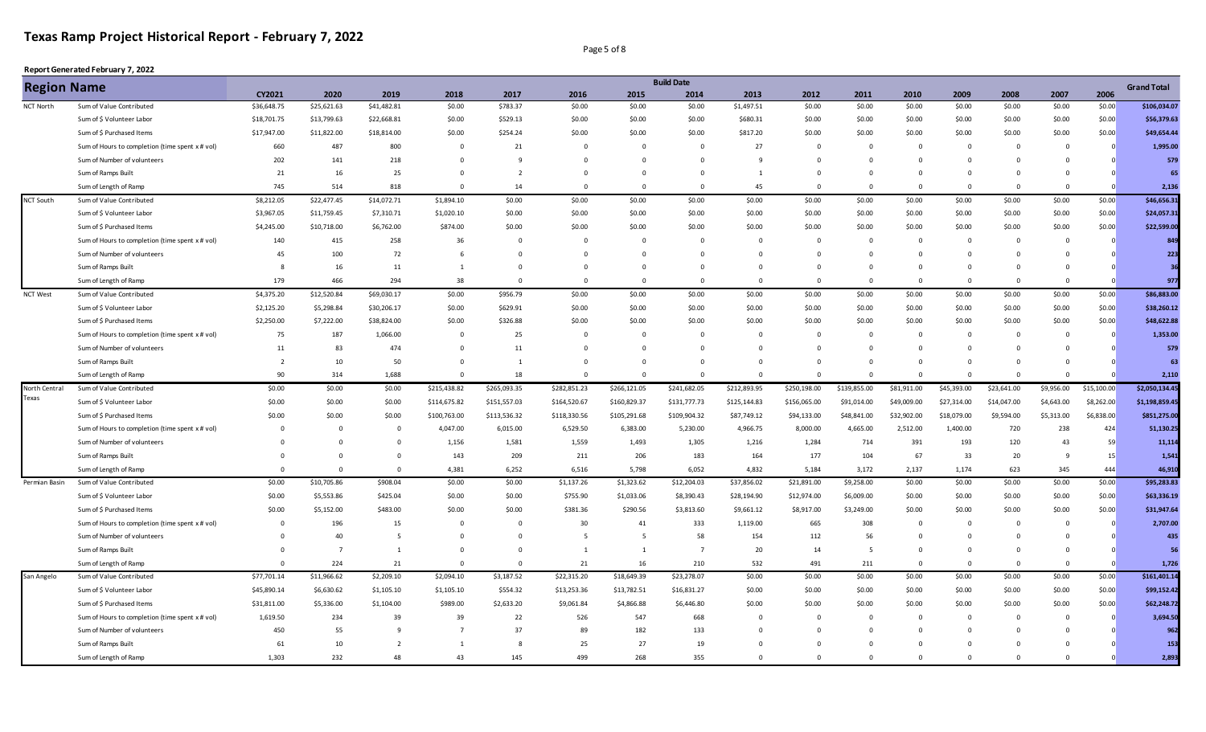# Texas Ramp Project Historical Report - February 7, 2022

**Report Generated February 7, 2022**

| Region Name | | Build Date | | | | | | | | | | | | | | | | Grand Total |
|---|---|---|---|---|---|---|---|---|---|---|---|---|---|---|---|---|---|---|
| | | CY2021 | 2020 | 2019 | 2018 | 2017 | 2016 | 2015 | 2014 | 2013 | 2012 | 2011 | 2010 | 2009 | 2008 | 2007 | 2006 | |
| NCT North | Sum of Value Contributed | $36,648.75 | $25,621.63 | $41,482.81 | $0.00 | $783.37 | $0.00 | $0.00 | $0.00 | $1,497.51 | $0.00 | $0.00 | $0.00 | $0.00 | $0.00 | $0.00 | $0.00 | $106,034.07 |
| | Sum of $ Volunteer Labor | $18,701.75 | $13,799.63 | $22,668.81 | $0.00 | $529.13 | $0.00 | $0.00 | $0.00 | $680.31 | $0.00 | $0.00 | $0.00 | $0.00 | $0.00 | $0.00 | $0.00 | $56,379.63 |
| | Sum of $ Purchased Items | $17,947.00 | $11,822.00 | $18,814.00 | $0.00 | $254.24 | $0.00 | $0.00 | $0.00 | $817.20 | $0.00 | $0.00 | $0.00 | $0.00 | $0.00 | $0.00 | $0.00 | $49,654.44 |
| | Sum of Hours to completion (time spent x # vol) | 660 | 487 | 800 | 0 | 21 | 0 | 0 | 0 | 27 | 0 | 0 | 0 | 0 | 0 | 0 | 0 | 1,995.00 |
| | Sum of Number of volunteers | 202 | 141 | 218 | 0 | 9 | 0 | 0 | 0 | 9 | 0 | 0 | 0 | 0 | 0 | 0 | 0 | 579 |
| | Sum of Ramps Built | 21 | 16 | 25 | 0 | 2 | 0 | 0 | 0 | 1 | 0 | 0 | 0 | 0 | 0 | 0 | 0 | 65 |
| | Sum of Length of Ramp | 745 | 514 | 818 | 0 | 14 | 0 | 0 | 0 | 45 | 0 | 0 | 0 | 0 | 0 | 0 | 0 | 2,136 |
| NCT South | Sum of Value Contributed | $8,212.05 | $22,477.45 | $14,072.71 | $1,894.10 | $0.00 | $0.00 | $0.00 | $0.00 | $0.00 | $0.00 | $0.00 | $0.00 | $0.00 | $0.00 | $0.00 | $0.00 | $46,656.31 |
| | Sum of $ Volunteer Labor | $3,967.05 | $11,759.45 | $7,310.71 | $1,020.10 | $0.00 | $0.00 | $0.00 | $0.00 | $0.00 | $0.00 | $0.00 | $0.00 | $0.00 | $0.00 | $0.00 | $0.00 | $24,057.31 |
| | Sum of $ Purchased Items | $4,245.00 | $10,718.00 | $6,762.00 | $874.00 | $0.00 | $0.00 | $0.00 | $0.00 | $0.00 | $0.00 | $0.00 | $0.00 | $0.00 | $0.00 | $0.00 | $0.00 | $22,599.00 |
| | Sum of Hours to completion (time spent x # vol) | 140 | 415 | 258 | 36 | 0 | 0 | 0 | 0 | 0 | 0 | 0 | 0 | 0 | 0 | 0 | 0 | 849 |
| | Sum of Number of volunteers | 45 | 100 | 72 | 6 | 0 | 0 | 0 | 0 | 0 | 0 | 0 | 0 | 0 | 0 | 0 | 0 | 223 |
| | Sum of Ramps Built | 8 | 16 | 11 | 1 | 0 | 0 | 0 | 0 | 0 | 0 | 0 | 0 | 0 | 0 | 0 | 0 | 36 |
| | Sum of Length of Ramp | 179 | 466 | 294 | 38 | 0 | 0 | 0 | 0 | 0 | 0 | 0 | 0 | 0 | 0 | 0 | 0 | 977 |
| NCT West | Sum of Value Contributed | $4,375.20 | $12,520.84 | $69,030.17 | $0.00 | $956.79 | $0.00 | $0.00 | $0.00 | $0.00 | $0.00 | $0.00 | $0.00 | $0.00 | $0.00 | $0.00 | $0.00 | $86,883.00 |
| | Sum of $ Volunteer Labor | $2,125.20 | $5,298.84 | $30,206.17 | $0.00 | $629.91 | $0.00 | $0.00 | $0.00 | $0.00 | $0.00 | $0.00 | $0.00 | $0.00 | $0.00 | $0.00 | $0.00 | $38,260.12 |
| | Sum of $ Purchased Items | $2,250.00 | $7,222.00 | $38,824.00 | $0.00 | $326.88 | $0.00 | $0.00 | $0.00 | $0.00 | $0.00 | $0.00 | $0.00 | $0.00 | $0.00 | $0.00 | $0.00 | $48,622.88 |
| | Sum of Hours to completion (time spent x # vol) | 75 | 187 | 1,066.00 | 0 | 25 | 0 | 0 | 0 | 0 | 0 | 0 | 0 | 0 | 0 | 0 | 0 | 1,353.00 |
| | Sum of Number of volunteers | 11 | 83 | 474 | 0 | 11 | 0 | 0 | 0 | 0 | 0 | 0 | 0 | 0 | 0 | 0 | 0 | 579 |
| | Sum of Ramps Built | 2 | 10 | 50 | 0 | 1 | 0 | 0 | 0 | 0 | 0 | 0 | 0 | 0 | 0 | 0 | 0 | 63 |
| | Sum of Length of Ramp | 90 | 314 | 1,688 | 0 | 18 | 0 | 0 | 0 | 0 | 0 | 0 | 0 | 0 | 0 | 0 | 0 | 2,110 |
| North Central Texas | Sum of Value Contributed | $0.00 | $0.00 | $0.00 | $215,438.82 | $265,093.35 | $282,851.23 | $266,121.05 | $241,682.05 | $212,893.95 | $250,198.00 | $139,855.00 | $81,911.00 | $45,393.00 | $23,641.00 | $9,956.00 | $15,100.00 | $2,050,134.45 |
| | Sum of $ Volunteer Labor | $0.00 | $0.00 | $0.00 | $114,675.82 | $151,557.03 | $164,520.67 | $160,829.37 | $131,777.73 | $125,144.83 | $156,065.00 | $91,014.00 | $49,009.00 | $27,314.00 | $14,047.00 | $4,643.00 | $8,262.00 | $1,198,859.45 |
| | Sum of $ Purchased Items | $0.00 | $0.00 | $0.00 | $100,763.00 | $113,536.32 | $118,330.56 | $105,291.68 | $109,904.32 | $87,749.12 | $94,133.00 | $48,841.00 | $32,902.00 | $18,079.00 | $9,594.00 | $5,313.00 | $6,838.00 | $851,275.00 |
| | Sum of Hours to completion (time spent x # vol) | 0 | 0 | 0 | 4,047.00 | 6,015.00 | 6,529.50 | 6,383.00 | 5,230.00 | 4,966.75 | 8,000.00 | 4,665.00 | 2,512.00 | 1,400.00 | 720 | 238 | 424 | 51,130.25 |
| | Sum of Number of volunteers | 0 | 0 | 0 | 1,156 | 1,581 | 1,559 | 1,493 | 1,305 | 1,216 | 1,284 | 714 | 391 | 193 | 120 | 43 | 59 | 11,114 |
| | Sum of Ramps Built | 0 | 0 | 0 | 143 | 209 | 211 | 206 | 183 | 164 | 177 | 104 | 67 | 33 | 20 | 9 | 15 | 1,541 |
| | Sum of Length of Ramp | 0 | 0 | 0 | 4,381 | 6,252 | 6,516 | 5,798 | 6,052 | 4,832 | 5,184 | 3,172 | 2,137 | 1,174 | 623 | 345 | 444 | 46,910 |
| Permian Basin | Sum of Value Contributed | $0.00 | $10,705.86 | $908.04 | $0.00 | $0.00 | $1,137.26 | $1,323.62 | $12,204.03 | $37,856.02 | $21,891.00 | $9,258.00 | $0.00 | $0.00 | $0.00 | $0.00 | $0.00 | $95,283.83 |
| | Sum of $ Volunteer Labor | $0.00 | $5,553.86 | $425.04 | $0.00 | $0.00 | $755.90 | $1,033.06 | $8,390.43 | $28,194.90 | $12,974.00 | $6,009.00 | $0.00 | $0.00 | $0.00 | $0.00 | $0.00 | $63,336.19 |
| | Sum of $ Purchased Items | $0.00 | $5,152.00 | $483.00 | $0.00 | $0.00 | $381.36 | $290.56 | $3,813.60 | $9,661.12 | $8,917.00 | $3,249.00 | $0.00 | $0.00 | $0.00 | $0.00 | $0.00 | $31,947.64 |
| | Sum of Hours to completion (time spent x # vol) | 0 | 196 | 15 | 0 | 0 | 30 | 41 | 333 | 1,119.00 | 665 | 308 | 0 | 0 | 0 | 0 | 0 | 2,707.00 |
| | Sum of Number of volunteers | 0 | 40 | 5 | 0 | 0 | 5 | 5 | 58 | 154 | 112 | 56 | 0 | 0 | 0 | 0 | 0 | 435 |
| | Sum of Ramps Built | 0 | 7 | 1 | 0 | 0 | 1 | 1 | 7 | 20 | 14 | 5 | 0 | 0 | 0 | 0 | 0 | 56 |
| | Sum of Length of Ramp | 0 | 224 | 21 | 0 | 0 | 21 | 16 | 210 | 532 | 491 | 211 | 0 | 0 | 0 | 0 | 0 | 1,726 |
| San Angelo | Sum of Value Contributed | $77,701.14 | $11,966.62 | $2,209.10 | $2,094.10 | $3,187.52 | $22,315.20 | $18,649.39 | $23,278.07 | $0.00 | $0.00 | $0.00 | $0.00 | $0.00 | $0.00 | $0.00 | $0.00 | $161,401.14 |
| | Sum of $ Volunteer Labor | $45,890.14 | $6,630.62 | $1,105.10 | $1,105.10 | $554.32 | $13,253.36 | $13,782.51 | $16,831.27 | $0.00 | $0.00 | $0.00 | $0.00 | $0.00 | $0.00 | $0.00 | $0.00 | $99,152.42 |
| | Sum of $ Purchased Items | $31,811.00 | $5,336.00 | $1,104.00 | $989.00 | $2,633.20 | $9,061.84 | $4,866.88 | $6,446.80 | $0.00 | $0.00 | $0.00 | $0.00 | $0.00 | $0.00 | $0.00 | $0.00 | $62,248.72 |
| | Sum of Hours to completion (time spent x # vol) | 1,619.50 | 234 | 39 | 39 | 22 | 526 | 547 | 668 | 0 | 0 | 0 | 0 | 0 | 0 | 0 | 0 | 3,694.50 |
| | Sum of Number of volunteers | 450 | 55 | 9 | 7 | 37 | 89 | 182 | 133 | 0 | 0 | 0 | 0 | 0 | 0 | 0 | 0 | 962 |
| | Sum of Ramps Built | 61 | 10 | 2 | 1 | 8 | 25 | 27 | 19 | 0 | 0 | 0 | 0 | 0 | 0 | 0 | 0 | 153 |
| | Sum of Length of Ramp | 1,303 | 232 | 48 | 43 | 145 | 499 | 268 | 355 | 0 | 0 | 0 | 0 | 0 | 0 | 0 | 0 | 2,893 |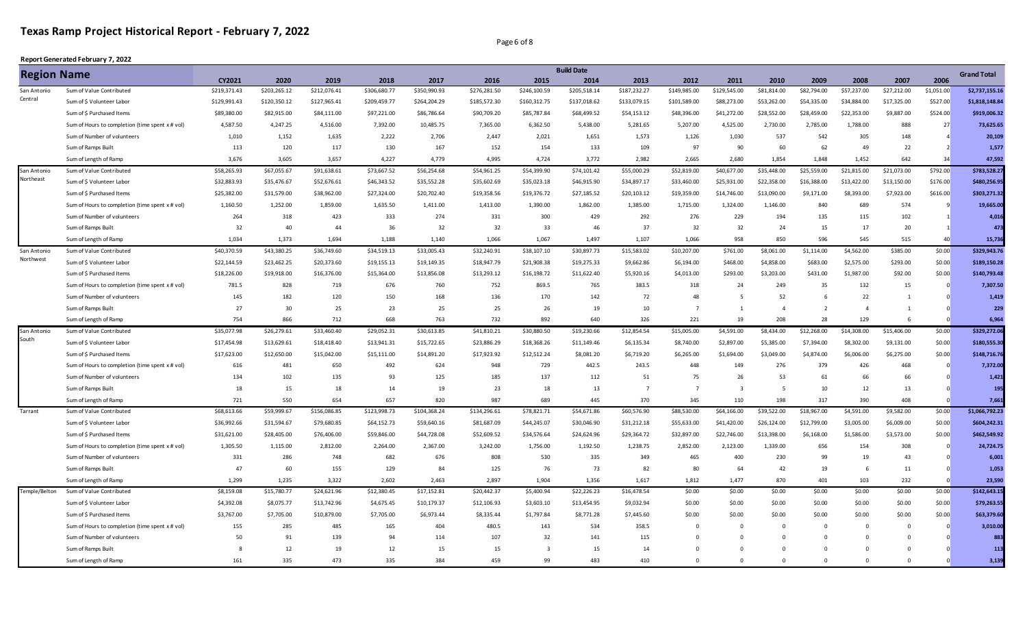# Texas Ramp Project Historical Report - February 7, 2022

**Report Generated February 7, 2022**

| Region Name | | Build Date | | | | | | | | | | | | | | | | Grand Total |
|---|---|---|---|---|---|---|---|---|---|---|---|---|---|---|---|---|---|---|
| | | CY2021 | 2020 | 2019 | 2018 | 2017 | 2016 | 2015 | 2014 | 2013 | 2012 | 2011 | 2010 | 2009 | 2008 | 2007 | 2006 | |
| San Antonio Central | Sum of Value Contributed | $219,371.43 | $203,265.12 | $212,076.41 | $306,680.77 | $350,990.93 | $276,281.50 | $246,100.59 | $205,518.14 | $187,232.27 | $149,985.00 | $129,545.00 | $81,814.00 | $82,794.00 | $57,237.00 | $27,212.00 | $1,051.00 | **$2,737,155.16** |
| | Sum of $ Volunteer Labor | $129,991.43 | $120,350.12 | $127,965.41 | $209,459.77 | $264,204.29 | $185,572.30 | $160,312.75 | $137,018.62 | $133,079.15 | $101,589.00 | $88,273.00 | $53,262.00 | $54,335.00 | $34,884.00 | $17,325.00 | $527.00 | **$1,818,148.84** |
| | Sum of $ Purchased Items | $89,380.00 | $82,915.00 | $84,111.00 | $97,221.00 | $86,786.64 | $90,709.20 | $85,787.84 | $68,499.52 | $54,153.12 | $48,396.00 | $41,272.00 | $28,552.00 | $28,459.00 | $22,353.00 | $9,887.00 | $524.00 | **$919,006.32** |
| | Sum of Hours to completion (time spent x # vol) | 4,587.50 | 4,247.25 | 4,516.00 | 7,392.00 | 10,485.75 | 7,365.00 | 6,362.50 | 5,438.00 | 5,281.65 | 5,207.00 | 4,525.00 | 2,730.00 | 2,785.00 | 1,788.00 | 888 | 27 | **73,625.65** |
| | Sum of Number of volunteers | 1,010 | 1,152 | 1,635 | 2,222 | 2,706 | 2,447 | 2,021 | 1,651 | 1,573 | 1,126 | 1,030 | 537 | 542 | 305 | 148 | 4 | **20,109** |
| | Sum of Ramps Built | 113 | 120 | 117 | 130 | 167 | 152 | 154 | 133 | 109 | 97 | 90 | 60 | 62 | 49 | 22 | 2 | **1,577** |
| | Sum of Length of Ramp | 3,676 | 3,605 | 3,657 | 4,227 | 4,779 | 4,995 | 4,724 | 3,772 | 2,982 | 2,665 | 2,680 | 1,854 | 1,848 | 1,452 | 642 | 34 | **47,592** |
| San Antonio Northeast | Sum of Value Contributed | $58,265.93 | $67,055.67 | $91,638.61 | $73,667.52 | $56,254.68 | $54,961.25 | $54,399.90 | $74,101.42 | $55,000.29 | $52,819.00 | $40,677.00 | $35,448.00 | $25,559.00 | $21,815.00 | $21,073.00 | $792.00 | **$783,528.27** |
| | Sum of $ Volunteer Labor | $32,883.93 | $35,476.67 | $52,676.61 | $46,343.52 | $35,552.28 | $35,602.69 | $35,023.18 | $46,915.90 | $34,897.17 | $33,460.00 | $25,931.00 | $22,358.00 | $16,388.00 | $13,422.00 | $13,150.00 | $176.00 | **$480,256.95** |
| | Sum of $ Purchased Items | $25,382.00 | $31,579.00 | $38,962.00 | $27,324.00 | $20,702.40 | $19,358.56 | $19,376.72 | $27,185.52 | $20,103.12 | $19,359.00 | $14,746.00 | $13,090.00 | $9,171.00 | $8,393.00 | $7,923.00 | $616.00 | **$303,271.32** |
| | Sum of Hours to completion (time spent x # vol) | 1,160.50 | 1,252.00 | 1,859.00 | 1,635.50 | 1,411.00 | 1,413.00 | 1,390.00 | 1,862.00 | 1,385.00 | 1,715.00 | 1,324.00 | 1,146.00 | 840 | 689 | 574 | 9 | **19,665.00** |
| | Sum of Number of volunteers | 264 | 318 | 423 | 333 | 274 | 331 | 300 | 429 | 292 | 276 | 229 | 194 | 135 | 115 | 102 | 1 | **4,016** |
| | Sum of Ramps Built | 32 | 40 | 44 | 36 | 32 | 32 | 33 | 46 | 37 | 32 | 32 | 24 | 15 | 17 | 20 | 1 | **473** |
| | Sum of Length of Ramp | 1,034 | 1,373 | 1,694 | 1,188 | 1,140 | 1,066 | 1,067 | 1,497 | 1,107 | 1,066 | 958 | 850 | 596 | 545 | 515 | 40 | **15,736** |
| San Antonio Northwest | Sum of Value Contributed | $40,370.59 | $43,380.25 | $36,749.60 | $34,519.13 | $33,005.43 | $32,240.91 | $38,107.10 | $30,897.73 | $15,583.02 | $10,207.00 | $761.00 | $8,061.00 | $1,114.00 | $4,562.00 | $385.00 | $0.00 | **$329,943.76** |
| | Sum of $ Volunteer Labor | $22,144.59 | $23,462.25 | $20,373.60 | $19,155.13 | $19,149.35 | $18,947.79 | $21,908.38 | $19,275.33 | $9,662.86 | $6,194.00 | $468.00 | $4,858.00 | $683.00 | $2,575.00 | $293.00 | $0.00 | **$189,150.28** |
| | Sum of $ Purchased Items | $18,226.00 | $19,918.00 | $16,376.00 | $15,364.00 | $13,856.08 | $13,293.12 | $16,198.72 | $11,622.40 | $5,920.16 | $4,013.00 | $293.00 | $3,203.00 | $431.00 | $1,987.00 | $92.00 | $0.00 | **$140,793.48** |
| | Sum of Hours to completion (time spent x # vol) | 781.5 | 828 | 719 | 676 | 760 | 752 | 869.5 | 765 | 383.5 | 318 | 24 | 249 | 35 | 132 | 15 | 0 | **7,307.50** |
| | Sum of Number of volunteers | 145 | 182 | 120 | 150 | 168 | 136 | 170 | 142 | 72 | 48 | 5 | 52 | 6 | 22 | 1 | 0 | **1,419** |
| | Sum of Ramps Built | 27 | 30 | 25 | 23 | 25 | 25 | 26 | 19 | 10 | 7 | 1 | 4 | 2 | 4 | 1 | 0 | **229** |
| | Sum of Length of Ramp | 754 | 866 | 712 | 668 | 763 | 732 | 892 | 640 | 326 | 221 | 19 | 208 | 28 | 129 | 6 | 0 | **6,964** |
| San Antonio South | Sum of Value Contributed | $35,077.98 | $26,279.61 | $33,460.40 | $29,052.31 | $30,613.85 | $41,810.21 | $30,880.50 | $19,230.66 | $12,854.54 | $15,005.00 | $4,591.00 | $8,434.00 | $12,268.00 | $14,308.00 | $15,406.00 | $0.00 | **$329,272.06** |
| | Sum of $ Volunteer Labor | $17,454.98 | $13,629.61 | $18,418.40 | $13,941.31 | $15,722.65 | $23,886.29 | $18,368.26 | $11,149.46 | $6,135.34 | $8,740.00 | $2,897.00 | $5,385.00 | $7,394.00 | $8,302.00 | $9,131.00 | $0.00 | **$180,555.30** |
| | Sum of $ Purchased Items | $17,623.00 | $12,650.00 | $15,042.00 | $15,111.00 | $14,891.20 | $17,923.92 | $12,512.24 | $8,081.20 | $6,719.20 | $6,265.00 | $1,694.00 | $3,049.00 | $4,874.00 | $6,006.00 | $6,275.00 | $0.00 | **$148,716.76** |
| | Sum of Hours to completion (time spent x # vol) | 616 | 481 | 650 | 492 | 624 | 948 | 729 | 442.5 | 243.5 | 448 | 149 | 276 | 379 | 426 | 468 | 0 | **7,372.00** |
| | Sum of Number of volunteers | 134 | 102 | 135 | 93 | 125 | 185 | 137 | 112 | 51 | 75 | 26 | 53 | 61 | 66 | 66 | 0 | **1,421** |
| | Sum of Ramps Built | 18 | 15 | 18 | 14 | 19 | 23 | 18 | 13 | 7 | 7 | 3 | 5 | 10 | 12 | 13 | 0 | **195** |
| | Sum of Length of Ramp | 721 | 550 | 654 | 657 | 820 | 987 | 689 | 445 | 370 | 345 | 110 | 198 | 317 | 390 | 408 | 0 | **7,661** |
| Tarrant | Sum of Value Contributed | $68,613.66 | $59,999.67 | $156,086.85 | $123,998.73 | $104,368.24 | $134,296.61 | $78,821.71 | $54,671.86 | $60,576.90 | $88,530.00 | $64,166.00 | $39,522.00 | $18,967.00 | $4,591.00 | $9,582.00 | $0.00 | **$1,066,792.23** |
| | Sum of $ Volunteer Labor | $36,992.66 | $31,594.67 | $79,680.85 | $64,152.73 | $59,640.16 | $81,687.09 | $44,245.07 | $30,046.90 | $31,212.18 | $55,633.00 | $41,420.00 | $26,124.00 | $12,799.00 | $3,005.00 | $6,009.00 | $0.00 | **$604,242.31** |
| | Sum of $ Purchased Items | $31,621.00 | $28,405.00 | $76,406.00 | $59,846.00 | $44,728.08 | $52,609.52 | $34,576.64 | $24,624.96 | $29,364.72 | $32,897.00 | $22,746.00 | $13,398.00 | $6,168.00 | $1,586.00 | $3,573.00 | $0.00 | **$462,549.92** |
| | Sum of Hours to completion (time spent x # vol) | 1,305.50 | 1,115.00 | 2,812.00 | 2,264.00 | 2,367.00 | 3,242.00 | 1,756.00 | 1,192.50 | 1,238.75 | 2,852.00 | 2,123.00 | 1,339.00 | 656 | 154 | 308 | 0 | **24,724.75** |
| | Sum of Number of volunteers | 331 | 286 | 748 | 682 | 676 | 808 | 530 | 335 | 349 | 465 | 400 | 230 | 99 | 19 | 43 | 0 | **6,001** |
| | Sum of Ramps Built | 47 | 60 | 155 | 129 | 84 | 125 | 76 | 73 | 82 | 80 | 64 | 42 | 19 | 6 | 11 | 0 | **1,053** |
| | Sum of Length of Ramp | 1,299 | 1,235 | 3,322 | 2,602 | 2,463 | 2,897 | 1,904 | 1,356 | 1,617 | 1,812 | 1,477 | 870 | 401 | 103 | 232 | 0 | **23,590** |
| Temple/Belton | Sum of Value Contributed | $8,159.08 | $15,780.77 | $24,621.96 | $12,380.45 | $17,152.81 | $20,442.37 | $5,400.94 | $22,226.23 | $16,478.54 | $0.00 | $0.00 | $0.00 | $0.00 | $0.00 | $0.00 | $0.00 | **$142,643.15** |
| | Sum of $ Volunteer Labor | $4,392.08 | $8,075.77 | $13,742.96 | $4,675.45 | $10,179.37 | $12,106.93 | $3,603.10 | $13,454.95 | $9,032.94 | $0.00 | $0.00 | $0.00 | $0.00 | $0.00 | $0.00 | $0.00 | **$79,263.55** |
| | Sum of $ Purchased Items | $3,767.00 | $7,705.00 | $10,879.00 | $7,705.00 | $6,973.44 | $8,335.44 | $1,797.84 | $8,771.28 | $7,445.60 | $0.00 | $0.00 | $0.00 | $0.00 | $0.00 | $0.00 | $0.00 | **$63,379.60** |
| | Sum of Hours to completion (time spent x # vol) | 155 | 285 | 485 | 165 | 404 | 480.5 | 143 | 534 | 358.5 | 0 | 0 | 0 | 0 | 0 | 0 | 0 | **3,010.00** |
| | Sum of Number of volunteers | 50 | 91 | 139 | 94 | 114 | 107 | 32 | 141 | 115 | 0 | 0 | 0 | 0 | 0 | 0 | 0 | **883** |
| | Sum of Ramps Built | 8 | 12 | 19 | 12 | 15 | 15 | 3 | 15 | 14 | 0 | 0 | 0 | 0 | 0 | 0 | 0 | **113** |
| | Sum of Length of Ramp | 161 | 335 | 473 | 335 | 384 | 459 | 99 | 483 | 410 | 0 | 0 | 0 | 0 | 0 | 0 | 0 | **3,139** |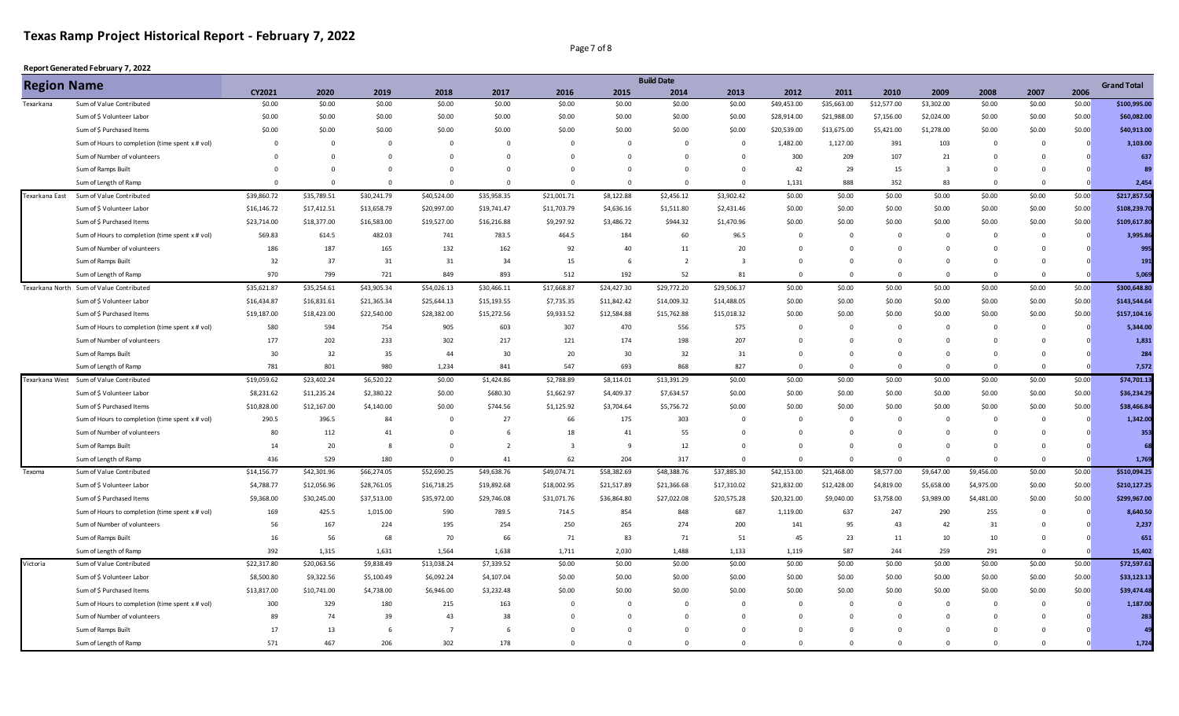# Texas Ramp Project Historical Report - February 7, 2022

**Report Generated February 7, 2022**

| Region | Name | Build Date | | | | | | | | | | | | | | | | Grand Total |
|---|---|---|---|---|---|---|---|---|---|---|---|---|---|---|---|---|---|---|
| | | CY2021 | 2020 | 2019 | 2018 | 2017 | 2016 | 2015 | 2014 | 2013 | 2012 | 2011 | 2010 | 2009 | 2008 | 2007 | 2006 | |
| Texarkana | Sum of Value Contributed | $0.00 | $0.00 | $0.00 | $0.00 | $0.00 | $0.00 | $0.00 | $0.00 | $0.00 | $49,453.00 | $35,663.00 | $12,577.00 | $3,302.00 | $0.00 | $0.00 | $0.00 | $100,995.00 |
| | Sum of $ Volunteer Labor | $0.00 | $0.00 | $0.00 | $0.00 | $0.00 | $0.00 | $0.00 | $0.00 | $0.00 | $28,914.00 | $21,988.00 | $7,156.00 | $2,024.00 | $0.00 | $0.00 | $0.00 | $60,082.00 |
| | Sum of $ Purchased Items | $0.00 | $0.00 | $0.00 | $0.00 | $0.00 | $0.00 | $0.00 | $0.00 | $0.00 | $20,539.00 | $13,675.00 | $5,421.00 | $1,278.00 | $0.00 | $0.00 | $0.00 | $40,913.00 |
| | Sum of Hours to completion (time spent x # vol) | 0 | 0 | 0 | 0 | 0 | 0 | 0 | 0 | 0 | 1,482.00 | 1,127.00 | 391 | 103 | 0 | 0 | 0 | 3,103.00 |
| | Sum of Number of volunteers | 0 | 0 | 0 | 0 | 0 | 0 | 0 | 0 | 0 | 300 | 209 | 107 | 21 | 0 | 0 | 0 | 637 |
| | Sum of Ramps Built | 0 | 0 | 0 | 0 | 0 | 0 | 0 | 0 | 0 | 42 | 29 | 15 | 3 | 0 | 0 | 0 | 89 |
| | Sum of Length of Ramp | 0 | 0 | 0 | 0 | 0 | 0 | 0 | 0 | 0 | 1,131 | 888 | 352 | 83 | 0 | 0 | 0 | 2,454 |
| Texarkana East | Sum of Value Contributed | $39,860.72 | $35,789.51 | $30,241.79 | $40,524.00 | $35,958.35 | $21,001.71 | $8,122.88 | $2,456.12 | $3,902.42 | $0.00 | $0.00 | $0.00 | $0.00 | $0.00 | $0.00 | $0.00 | $217,857.50 |
| | Sum of $ Volunteer Labor | $16,146.72 | $17,412.51 | $13,658.79 | $20,997.00 | $19,741.47 | $11,703.79 | $4,636.16 | $1,511.80 | $2,431.46 | $0.00 | $0.00 | $0.00 | $0.00 | $0.00 | $0.00 | $0.00 | $108,239.70 |
| | Sum of $ Purchased Items | $23,714.00 | $18,377.00 | $16,583.00 | $19,527.00 | $16,216.88 | $9,297.92 | $3,486.72 | $944.32 | $1,470.96 | $0.00 | $0.00 | $0.00 | $0.00 | $0.00 | $0.00 | $0.00 | $109,617.80 |
| | Sum of Hours to completion (time spent x # vol) | 569.83 | 614.5 | 482.03 | 741 | 783.5 | 464.5 | 184 | 60 | 96.5 | 0 | 0 | 0 | 0 | 0 | 0 | 0 | 3,995.86 |
| | Sum of Number of volunteers | 186 | 187 | 165 | 132 | 162 | 92 | 40 | 11 | 20 | 0 | 0 | 0 | 0 | 0 | 0 | 0 | 995 |
| | Sum of Ramps Built | 32 | 37 | 31 | 31 | 34 | 15 | 6 | 2 | 3 | 0 | 0 | 0 | 0 | 0 | 0 | 0 | 191 |
| | Sum of Length of Ramp | 970 | 799 | 721 | 849 | 893 | 512 | 192 | 52 | 81 | 0 | 0 | 0 | 0 | 0 | 0 | 0 | 5,069 |
| Texarkana North | Sum of Value Contributed | $35,621.87 | $35,254.61 | $43,905.34 | $54,026.13 | $30,466.11 | $17,668.87 | $24,427.30 | $29,772.20 | $29,506.37 | $0.00 | $0.00 | $0.00 | $0.00 | $0.00 | $0.00 | $0.00 | $300,648.80 |
| | Sum of $ Volunteer Labor | $16,434.87 | $16,831.61 | $21,365.34 | $25,644.13 | $15,193.55 | $7,735.35 | $11,842.42 | $14,009.32 | $14,488.05 | $0.00 | $0.00 | $0.00 | $0.00 | $0.00 | $0.00 | $0.00 | $143,544.64 |
| | Sum of $ Purchased Items | $19,187.00 | $18,423.00 | $22,540.00 | $28,382.00 | $15,272.56 | $9,933.52 | $12,584.88 | $15,762.88 | $15,018.32 | $0.00 | $0.00 | $0.00 | $0.00 | $0.00 | $0.00 | $0.00 | $157,104.16 |
| | Sum of Hours to completion (time spent x # vol) | 580 | 594 | 754 | 905 | 603 | 307 | 470 | 556 | 575 | 0 | 0 | 0 | 0 | 0 | 0 | 0 | 5,344.00 |
| | Sum of Number of volunteers | 177 | 202 | 233 | 302 | 217 | 121 | 174 | 198 | 207 | 0 | 0 | 0 | 0 | 0 | 0 | 0 | 1,831 |
| | Sum of Ramps Built | 30 | 32 | 35 | 44 | 30 | 20 | 30 | 32 | 31 | 0 | 0 | 0 | 0 | 0 | 0 | 0 | 284 |
| | Sum of Length of Ramp | 781 | 801 | 980 | 1,234 | 841 | 547 | 693 | 868 | 827 | 0 | 0 | 0 | 0 | 0 | 0 | 0 | 7,572 |
| Texarkana West | Sum of Value Contributed | $19,059.62 | $23,402.24 | $6,520.22 | $0.00 | $1,424.86 | $2,788.89 | $8,114.01 | $13,391.29 | $0.00 | $0.00 | $0.00 | $0.00 | $0.00 | $0.00 | $0.00 | $0.00 | $74,701.13 |
| | Sum of $ Volunteer Labor | $8,231.62 | $11,235.24 | $2,380.22 | $0.00 | $680.30 | $1,662.97 | $4,409.37 | $7,634.57 | $0.00 | $0.00 | $0.00 | $0.00 | $0.00 | $0.00 | $0.00 | $0.00 | $36,234.29 |
| | Sum of $ Purchased Items | $10,828.00 | $12,167.00 | $4,140.00 | $0.00 | $744.56 | $1,125.92 | $3,704.64 | $5,756.72 | $0.00 | $0.00 | $0.00 | $0.00 | $0.00 | $0.00 | $0.00 | $0.00 | $38,466.84 |
| | Sum of Hours to completion (time spent x # vol) | 290.5 | 396.5 | 84 | 0 | 27 | 66 | 175 | 303 | 0 | 0 | 0 | 0 | 0 | 0 | 0 | 0 | 1,342.00 |
| | Sum of Number of volunteers | 80 | 112 | 41 | 0 | 6 | 18 | 41 | 55 | 0 | 0 | 0 | 0 | 0 | 0 | 0 | 0 | 353 |
| | Sum of Ramps Built | 14 | 20 | 8 | 0 | 2 | 3 | 9 | 12 | 0 | 0 | 0 | 0 | 0 | 0 | 0 | 0 | 68 |
| | Sum of Length of Ramp | 436 | 529 | 180 | 0 | 41 | 62 | 204 | 317 | 0 | 0 | 0 | 0 | 0 | 0 | 0 | 0 | 1,769 |
| Texoma | Sum of Value Contributed | $14,156.77 | $42,301.96 | $66,274.05 | $52,690.25 | $49,638.76 | $49,074.71 | $58,382.69 | $48,388.76 | $37,885.30 | $42,153.00 | $21,468.00 | $8,577.00 | $9,647.00 | $9,456.00 | $0.00 | $0.00 | $510,094.25 |
| | Sum of $ Volunteer Labor | $4,788.77 | $12,056.96 | $28,761.05 | $16,718.25 | $19,892.68 | $18,002.95 | $21,517.89 | $21,366.68 | $17,310.02 | $21,832.00 | $12,428.00 | $4,819.00 | $5,658.00 | $4,975.00 | $0.00 | $0.00 | $210,127.25 |
| | Sum of $ Purchased Items | $9,368.00 | $30,245.00 | $37,513.00 | $35,972.00 | $29,746.08 | $31,071.76 | $36,864.80 | $27,022.08 | $20,575.28 | $20,321.00 | $9,040.00 | $3,758.00 | $3,989.00 | $4,481.00 | $0.00 | $0.00 | $299,967.00 |
| | Sum of Hours to completion (time spent x # vol) | 169 | 425.5 | 1,015.00 | 590 | 789.5 | 714.5 | 854 | 848 | 687 | 1,119.00 | 637 | 247 | 290 | 255 | 0 | 0 | 8,640.50 |
| | Sum of Number of volunteers | 56 | 167 | 224 | 195 | 254 | 250 | 265 | 274 | 200 | 141 | 95 | 43 | 42 | 31 | 0 | 0 | 2,237 |
| | Sum of Ramps Built | 16 | 56 | 68 | 70 | 66 | 71 | 83 | 71 | 51 | 45 | 23 | 11 | 10 | 10 | 0 | 0 | 651 |
| | Sum of Length of Ramp | 392 | 1,315 | 1,631 | 1,564 | 1,638 | 1,711 | 2,030 | 1,488 | 1,133 | 1,119 | 587 | 244 | 259 | 291 | 0 | 0 | 15,402 |
| Victoria | Sum of Value Contributed | $22,317.80 | $20,063.56 | $9,838.49 | $13,038.24 | $7,339.52 | $0.00 | $0.00 | $0.00 | $0.00 | $0.00 | $0.00 | $0.00 | $0.00 | $0.00 | $0.00 | $0.00 | $72,597.61 |
| | Sum of $ Volunteer Labor | $8,500.80 | $9,322.56 | $5,100.49 | $6,092.24 | $4,107.04 | $0.00 | $0.00 | $0.00 | $0.00 | $0.00 | $0.00 | $0.00 | $0.00 | $0.00 | $0.00 | $0.00 | $33,123.13 |
| | Sum of $ Purchased Items | $13,817.00 | $10,741.00 | $4,738.00 | $6,946.00 | $3,232.48 | $0.00 | $0.00 | $0.00 | $0.00 | $0.00 | $0.00 | $0.00 | $0.00 | $0.00 | $0.00 | $0.00 | $39,474.48 |
| | Sum of Hours to completion (time spent x # vol) | 300 | 329 | 180 | 215 | 163 | 0 | 0 | 0 | 0 | 0 | 0 | 0 | 0 | 0 | 0 | 0 | 1,187.00 |
| | Sum of Number of volunteers | 89 | 74 | 39 | 43 | 38 | 0 | 0 | 0 | 0 | 0 | 0 | 0 | 0 | 0 | 0 | 0 | 283 |
| | Sum of Ramps Built | 17 | 13 | 6 | 7 | 6 | 0 | 0 | 0 | 0 | 0 | 0 | 0 | 0 | 0 | 0 | 0 | 49 |
| | Sum of Length of Ramp | 571 | 467 | 206 | 302 | 178 | 0 | 0 | 0 | 0 | 0 | 0 | 0 | 0 | 0 | 0 | 0 | 1,724 |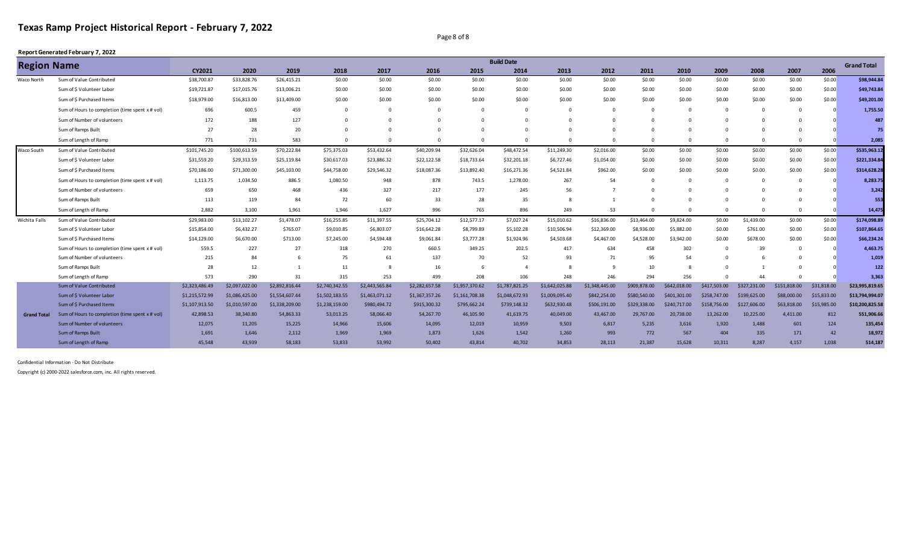# Texas Ramp Project Historical Report - February 7, 2022

**Report Generated February 7, 2022**

| Region Name | | Build Date | | | | | | | | | | | | | | | | Grand Total |
|---|---|---|---|---|---|---|---|---|---|---|---|---|---|---|---|---|---|---|
| | | CY2021 | 2020 | 2019 | 2018 | 2017 | 2016 | 2015 | 2014 | 2013 | 2012 | 2011 | 2010 | 2009 | 2008 | 2007 | 2006 | |
| Waco North | Sum of Value Contributed | $38,700.87 | $33,828.76 | $26,415.21 | $0.00 | $0.00 | $0.00 | $0.00 | $0.00 | $0.00 | $0.00 | $0.00 | $0.00 | $0.00 | $0.00 | $0.00 | $0.00 | $98,944.84 |
| | Sum of $ Volunteer Labor | $19,721.87 | $17,015.76 | $13,006.21 | $0.00 | $0.00 | $0.00 | $0.00 | $0.00 | $0.00 | $0.00 | $0.00 | $0.00 | $0.00 | $0.00 | $0.00 | $0.00 | $49,743.84 |
| | Sum of $ Purchased Items | $18,979.00 | $16,813.00 | $13,409.00 | $0.00 | $0.00 | $0.00 | $0.00 | $0.00 | $0.00 | $0.00 | $0.00 | $0.00 | $0.00 | $0.00 | $0.00 | $0.00 | $49,201.00 |
| | Sum of Hours to completion (time spent x # vol) | 696 | 600.5 | 459 | 0 | 0 | 0 | 0 | 0 | 0 | 0 | 0 | 0 | 0 | 0 | 0 | 0 | 1,755.50 |
| | Sum of Number of volunteers | 172 | 188 | 127 | 0 | 0 | 0 | 0 | 0 | 0 | 0 | 0 | 0 | 0 | 0 | 0 | 0 | 487 |
| | Sum of Ramps Built | 27 | 28 | 20 | 0 | 0 | 0 | 0 | 0 | 0 | 0 | 0 | 0 | 0 | 0 | 0 | 0 | 75 |
| | Sum of Length of Ramp | 771 | 731 | 583 | 0 | 0 | 0 | 0 | 0 | 0 | 0 | 0 | 0 | 0 | 0 | 0 | 0 | 2,085 |
| Waco South | Sum of Value Contributed | $101,745.20 | $100,613.59 | $70,222.84 | $75,375.03 | $53,432.64 | $40,209.94 | $32,626.04 | $48,472.54 | $11,249.30 | $2,016.00 | $0.00 | $0.00 | $0.00 | $0.00 | $0.00 | $0.00 | $535,963.12 |
| | Sum of $ Volunteer Labor | $31,559.20 | $29,313.59 | $25,119.84 | $30,617.03 | $23,886.32 | $22,122.58 | $18,733.64 | $32,201.18 | $6,727.46 | $1,054.00 | $0.00 | $0.00 | $0.00 | $0.00 | $0.00 | $0.00 | $221,334.84 |
| | Sum of $ Purchased Items | $70,186.00 | $71,300.00 | $45,103.00 | $44,758.00 | $29,546.32 | $18,087.36 | $13,892.40 | $16,271.36 | $4,521.84 | $962.00 | $0.00 | $0.00 | $0.00 | $0.00 | $0.00 | $0.00 | $314,628.28 |
| | Sum of Hours to completion (time spent x # vol) | 1,113.75 | 1,034.50 | 886.5 | 1,080.50 | 948 | 878 | 743.5 | 1,278.00 | 267 | 54 | 0 | 0 | 0 | 0 | 0 | 0 | 8,283.75 |
| | Sum of Number of volunteers | 659 | 650 | 468 | 436 | 327 | 217 | 177 | 245 | 56 | 7 | 0 | 0 | 0 | 0 | 0 | 0 | 3,242 |
| | Sum of Ramps Built | 113 | 119 | 84 | 72 | 60 | 33 | 28 | 35 | 8 | 1 | 0 | 0 | 0 | 0 | 0 | 0 | 553 |
| | Sum of Length of Ramp | 2,882 | 3,100 | 1,961 | 1,946 | 1,627 | 996 | 765 | 896 | 249 | 53 | 0 | 0 | 0 | 0 | 0 | 0 | 14,475 |
| Wichita Falls | Sum of Value Contributed | $29,983.00 | $13,102.27 | $1,478.07 | $16,255.85 | $11,397.55 | $25,704.12 | $12,577.17 | $7,027.24 | $15,010.62 | $16,836.00 | $13,464.00 | $9,824.00 | $0.00 | $1,439.00 | $0.00 | $0.00 | $174,098.89 |
| | Sum of $ Volunteer Labor | $15,854.00 | $6,432.27 | $765.07 | $9,010.85 | $6,803.07 | $16,642.28 | $8,799.89 | $5,102.28 | $10,506.94 | $12,369.00 | $8,936.00 | $5,882.00 | $0.00 | $761.00 | $0.00 | $0.00 | $107,864.65 |
| | Sum of $ Purchased Items | $14,129.00 | $6,670.00 | $713.00 | $7,245.00 | $4,594.48 | $9,061.84 | $3,777.28 | $1,924.96 | $4,503.68 | $4,467.00 | $4,528.00 | $3,942.00 | $0.00 | $678.00 | $0.00 | $0.00 | $66,234.24 |
| | Sum of Hours to completion (time spent x # vol) | 559.5 | 227 | 27 | 318 | 270 | 660.5 | 349.25 | 202.5 | 417 | 634 | 458 | 302 | 0 | 39 | 0 | 0 | 4,463.75 |
| | Sum of Number of volunteers | 215 | 84 | 6 | 75 | 61 | 137 | 70 | 52 | 93 | 71 | 95 | 54 | 0 | 6 | 0 | 0 | 1,019 |
| | Sum of Ramps Built | 28 | 12 | 1 | 11 | 8 | 16 | 6 | 4 | 8 | 9 | 10 | 8 | 0 | 1 | 0 | 0 | 122 |
| | Sum of Length of Ramp | 573 | 290 | 31 | 315 | 253 | 499 | 208 | 106 | 248 | 246 | 294 | 256 | 0 | 44 | 0 | 0 | 3,363 |
| Grand Total | Sum of Value Contributed | $2,323,486.49 | $2,097,022.00 | $2,892,816.44 | $2,740,342.55 | $2,443,565.84 | $2,282,657.58 | $1,957,370.62 | $1,787,821.25 | $1,642,025.88 | $1,348,445.00 | $909,878.00 | $642,018.00 | $417,503.00 | $327,231.00 | $151,818.00 | $31,818.00 | $23,995,819.65 |
| | Sum of $ Volunteer Labor | $1,215,572.99 | $1,086,425.00 | $1,554,607.44 | $1,502,183.55 | $1,463,071.12 | $1,367,357.26 | $1,161,708.38 | $1,048,672.93 | $1,009,095.40 | $842,254.00 | $580,540.00 | $401,301.00 | $258,747.00 | $199,625.00 | $88,000.00 | $15,833.00 | $13,794,994.07 |
| | Sum of $ Purchased Items | $1,107,913.50 | $1,010,597.00 | $1,338,209.00 | $1,238,159.00 | $980,494.72 | $915,300.32 | $795,662.24 | $739,148.32 | $632,930.48 | $506,191.00 | $329,338.00 | $240,717.00 | $158,756.00 | $127,606.00 | $63,818.00 | $15,985.00 | $10,200,825.58 |
| | Sum of Hours to completion (time spent x # vol) | 42,898.53 | 38,340.80 | 54,863.33 | 53,013.25 | 58,066.40 | 54,267.70 | 46,105.90 | 41,619.75 | 40,049.00 | 43,467.00 | 29,767.00 | 20,738.00 | 13,262.00 | 10,225.00 | 4,411.00 | 812 | 551,906.66 |
| | Sum of Number of volunteers | 12,075 | 11,205 | 15,225 | 14,966 | 15,606 | 14,095 | 12,019 | 10,959 | 9,503 | 6,817 | 5,235 | 3,616 | 1,920 | 1,488 | 601 | 124 | 135,454 |
| | Sum of Ramps Built | 1,691 | 1,646 | 2,112 | 1,969 | 1,969 | 1,873 | 1,626 | 1,542 | 1,260 | 993 | 772 | 567 | 404 | 335 | 171 | 42 | 18,972 |
| | Sum of Length of Ramp | 45,548 | 43,939 | 58,183 | 53,833 | 53,992 | 50,402 | 43,814 | 40,702 | 34,853 | 28,113 | 21,387 | 15,628 | 10,311 | 8,287 | 4,157 | 1,038 | 514,187 |

Confidential Information - Do Not Distribute

Copyright (c) 2000-2022 salesforce.com, inc. All rights reserved.